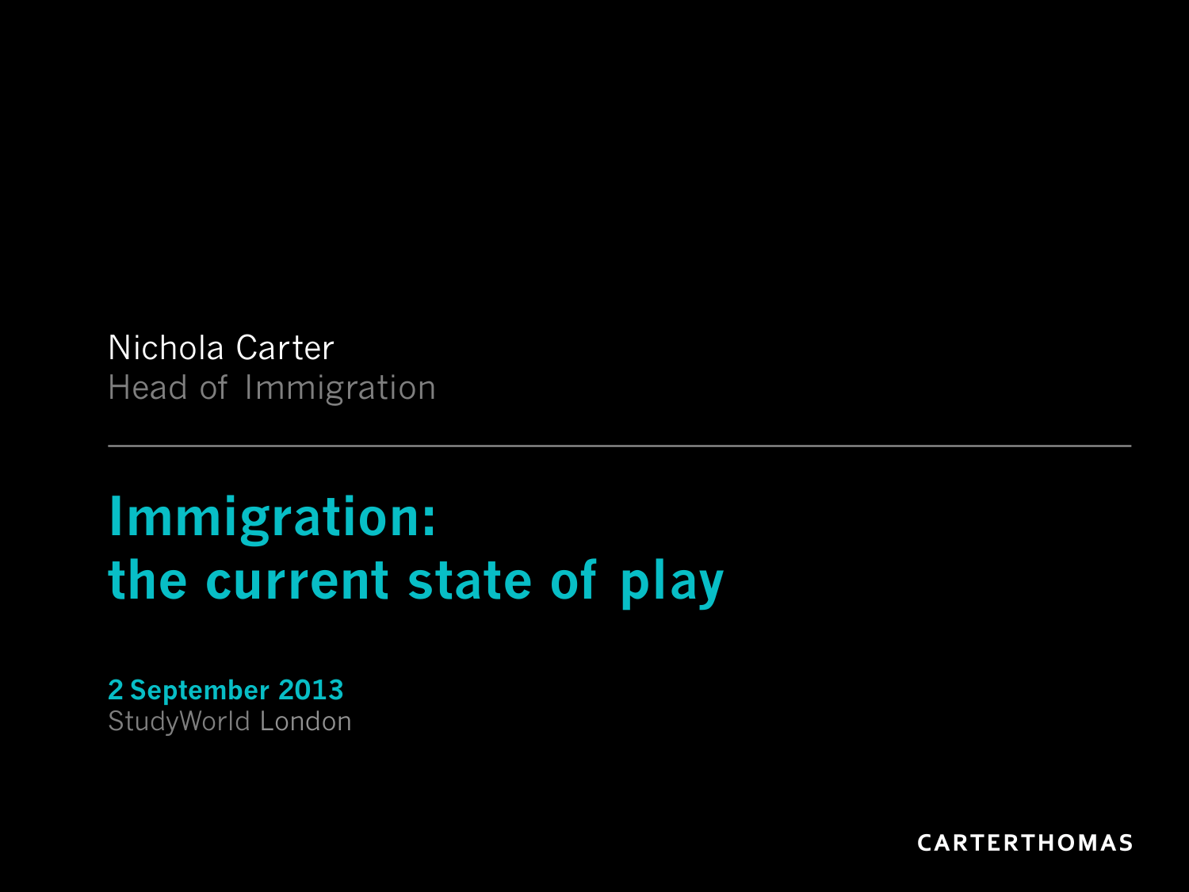Nichola Carter
Head of Immigration

# Immigration: the current state of play

**2 September 2013**
StudyWorld London

CARTERTHOMAS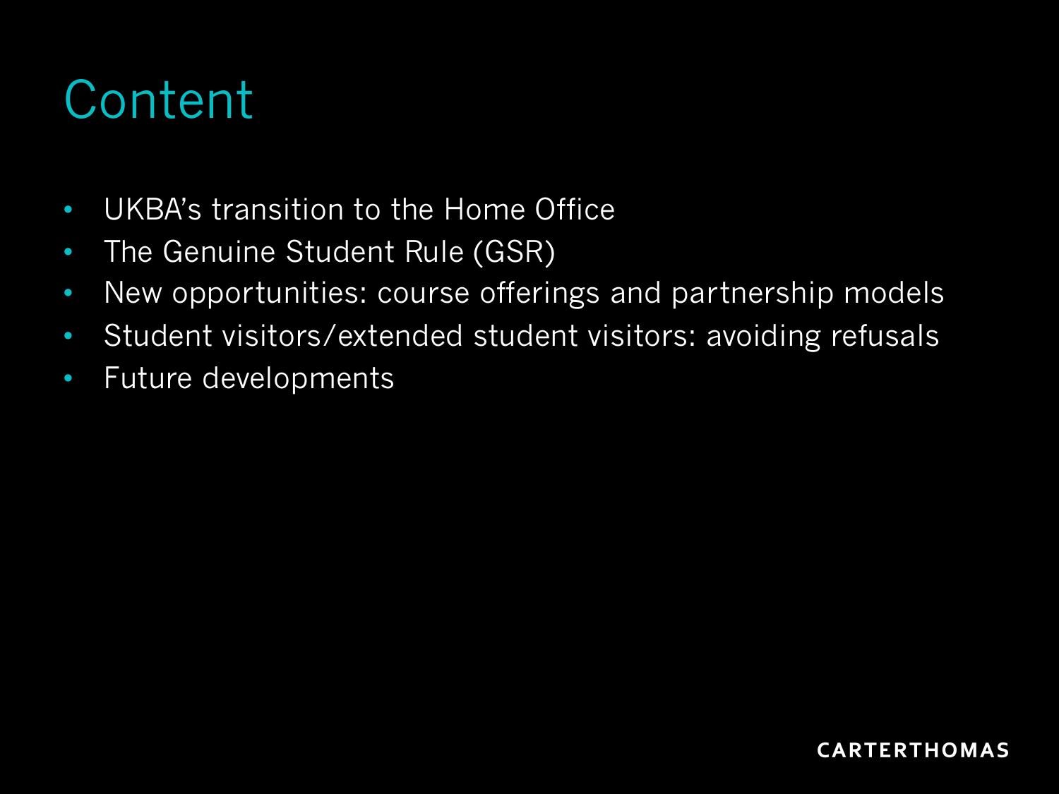# Content

- UKBA's transition to the Home Office
- The Genuine Student Rule (GSR)
- New opportunities: course offerings and partnership models
- Student visitors/extended student visitors: avoiding refusals
- Future developments

CARTERTHOMAS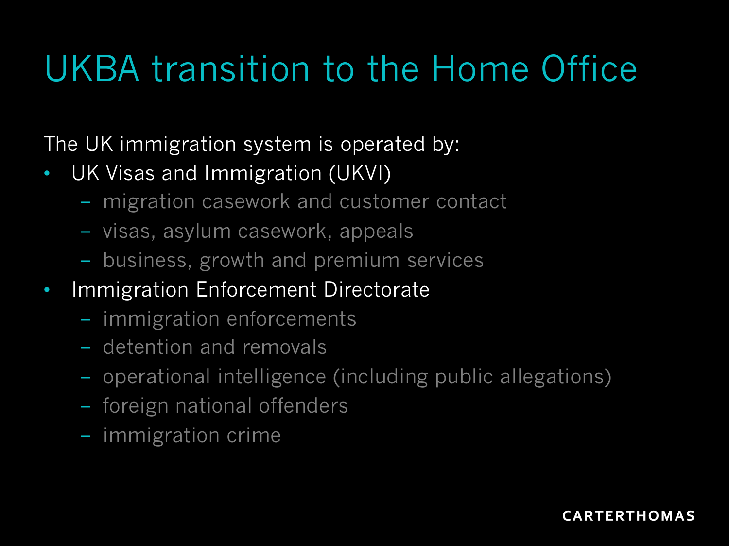# UKBA transition to the Home Office

The UK immigration system is operated by:

- UK Visas and Immigration (UKVI)
  - migration casework and customer contact
  - visas, asylum casework, appeals
  - business, growth and premium services
- Immigration Enforcement Directorate
  - immigration enforcements
  - detention and removals
  - operational intelligence (including public allegations)
  - foreign national offenders
  - immigration crime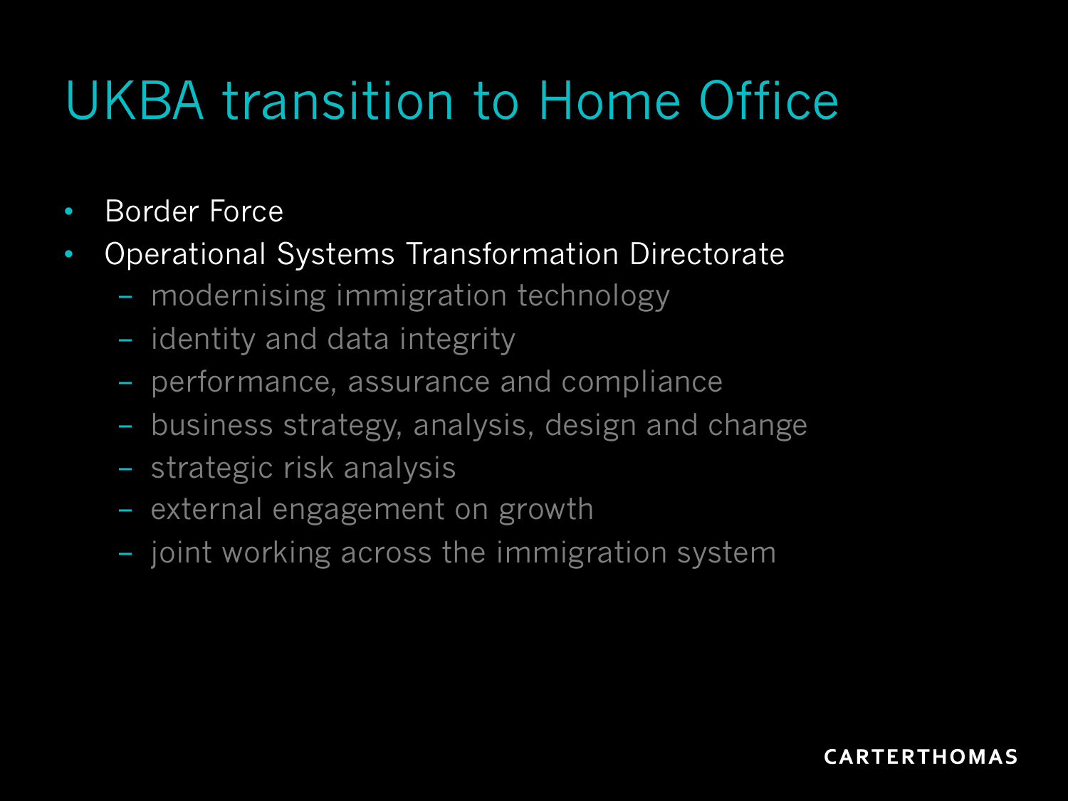# UKBA transition to Home Office

- Border Force
- Operational Systems Transformation Directorate
  - modernising immigration technology
  - identity and data integrity
  - performance, assurance and compliance
  - business strategy, analysis, design and change
  - strategic risk analysis
  - external engagement on growth
  - joint working across the immigration system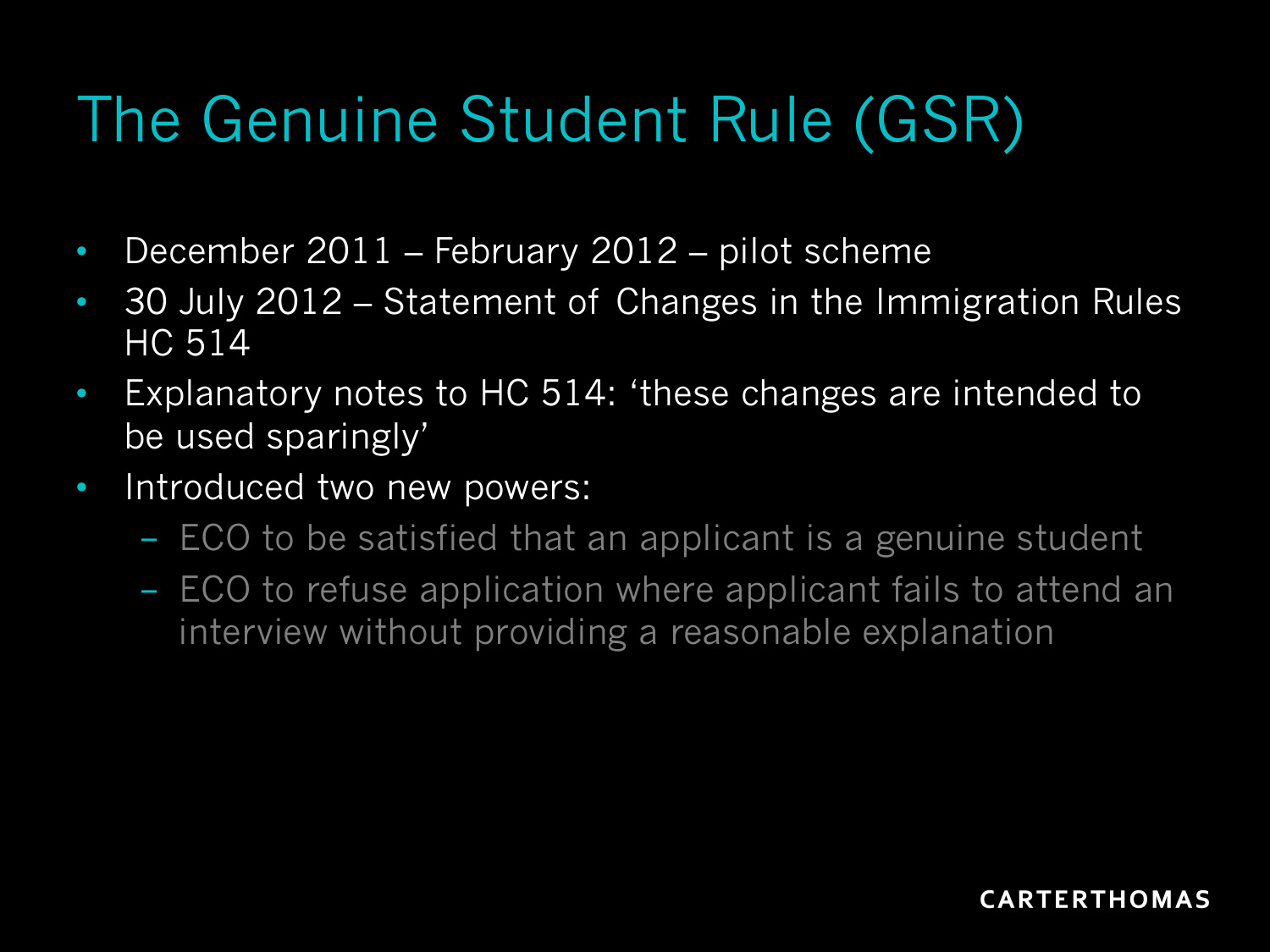# The Genuine Student Rule (GSR)

- December 2011 – February 2012 – pilot scheme
- 30 July 2012 – Statement of Changes in the Immigration Rules HC 514
- Explanatory notes to HC 514: 'these changes are intended to be used sparingly'
- Introduced two new powers:
  - ECO to be satisfied that an applicant is a genuine student
  - ECO to refuse application where applicant fails to attend an interview without providing a reasonable explanation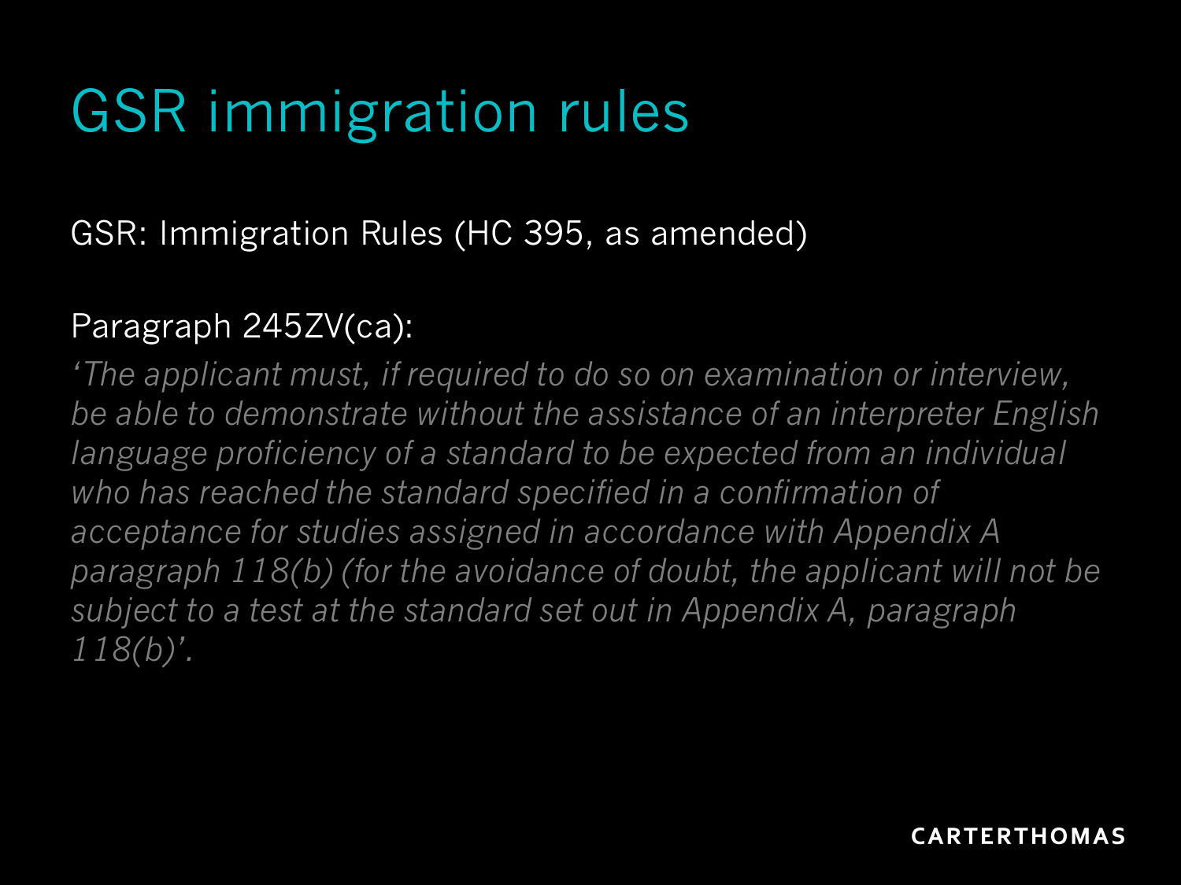# GSR immigration rules

GSR: Immigration Rules (HC 395, as amended)

Paragraph 245ZV(ca):

*'The applicant must, if required to do so on examination or interview, be able to demonstrate without the assistance of an interpreter English language proficiency of a standard to be expected from an individual who has reached the standard specified in a confirmation of acceptance for studies assigned in accordance with Appendix A paragraph 118(b) (for the avoidance of doubt, the applicant will not be subject to a test at the standard set out in Appendix A, paragraph 118(b)'.*

CARTERTHOMAS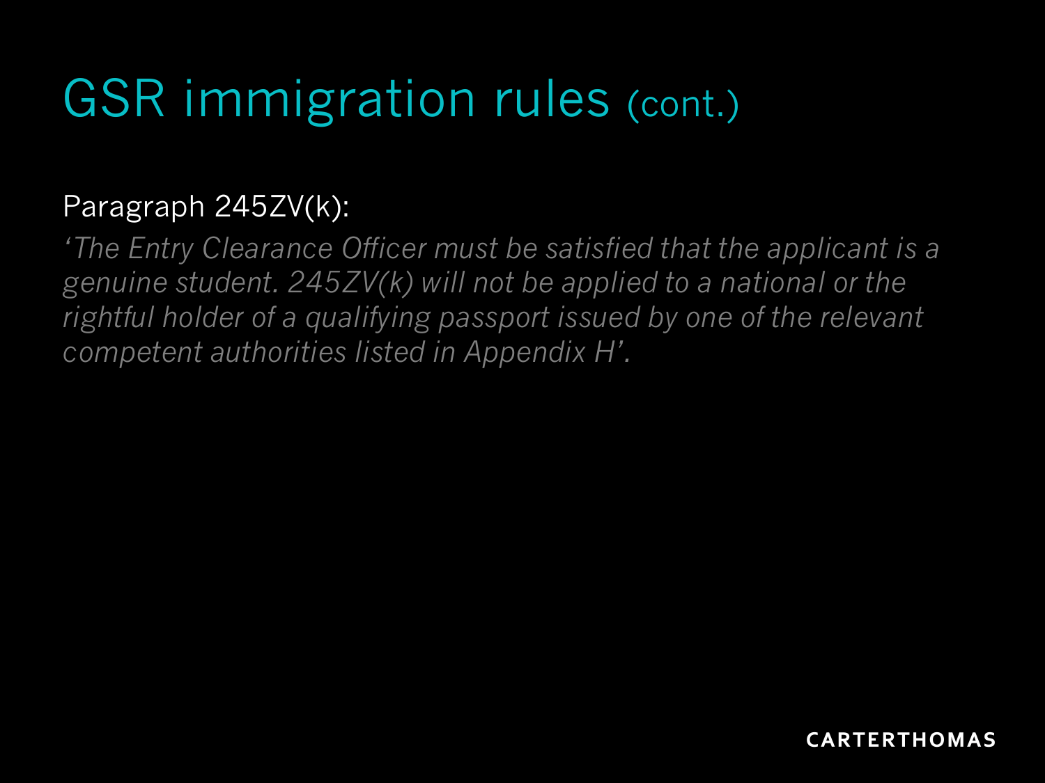# GSR immigration rules (cont.)

Paragraph 245ZV(k):

*'The Entry Clearance Officer must be satisfied that the applicant is a genuine student. 245ZV(k) will not be applied to a national or the rightful holder of a qualifying passport issued by one of the relevant competent authorities listed in Appendix H'.*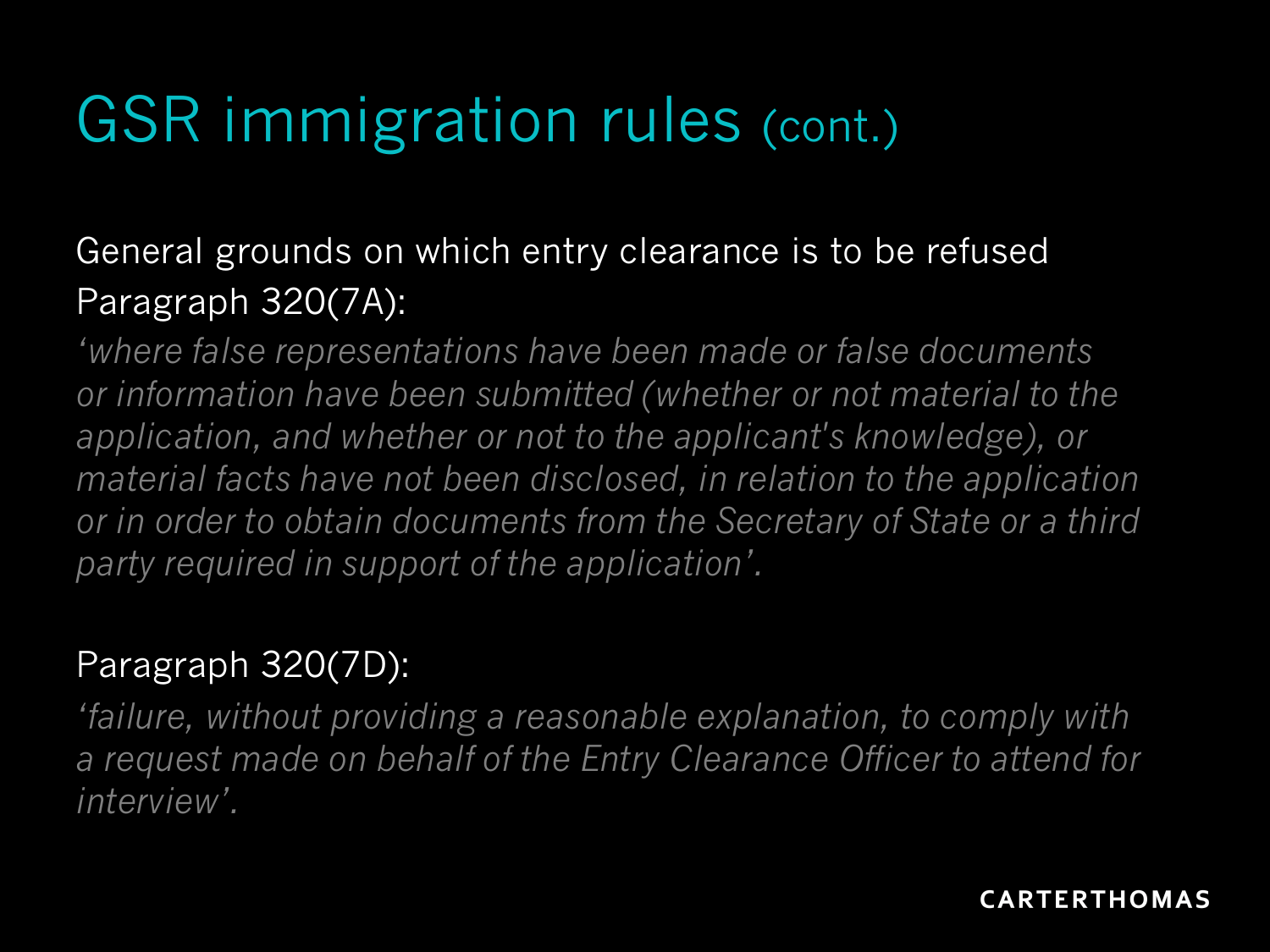# GSR immigration rules (cont.)

General grounds on which entry clearance is to be refused

Paragraph 320(7A):

*'where false representations have been made or false documents or information have been submitted (whether or not material to the application, and whether or not to the applicant's knowledge), or material facts have not been disclosed, in relation to the application or in order to obtain documents from the Secretary of State or a third party required in support of the application'.*

Paragraph 320(7D):

*'failure, without providing a reasonable explanation, to comply with a request made on behalf of the Entry Clearance Officer to attend for interview'.*

CARTERTHOMAS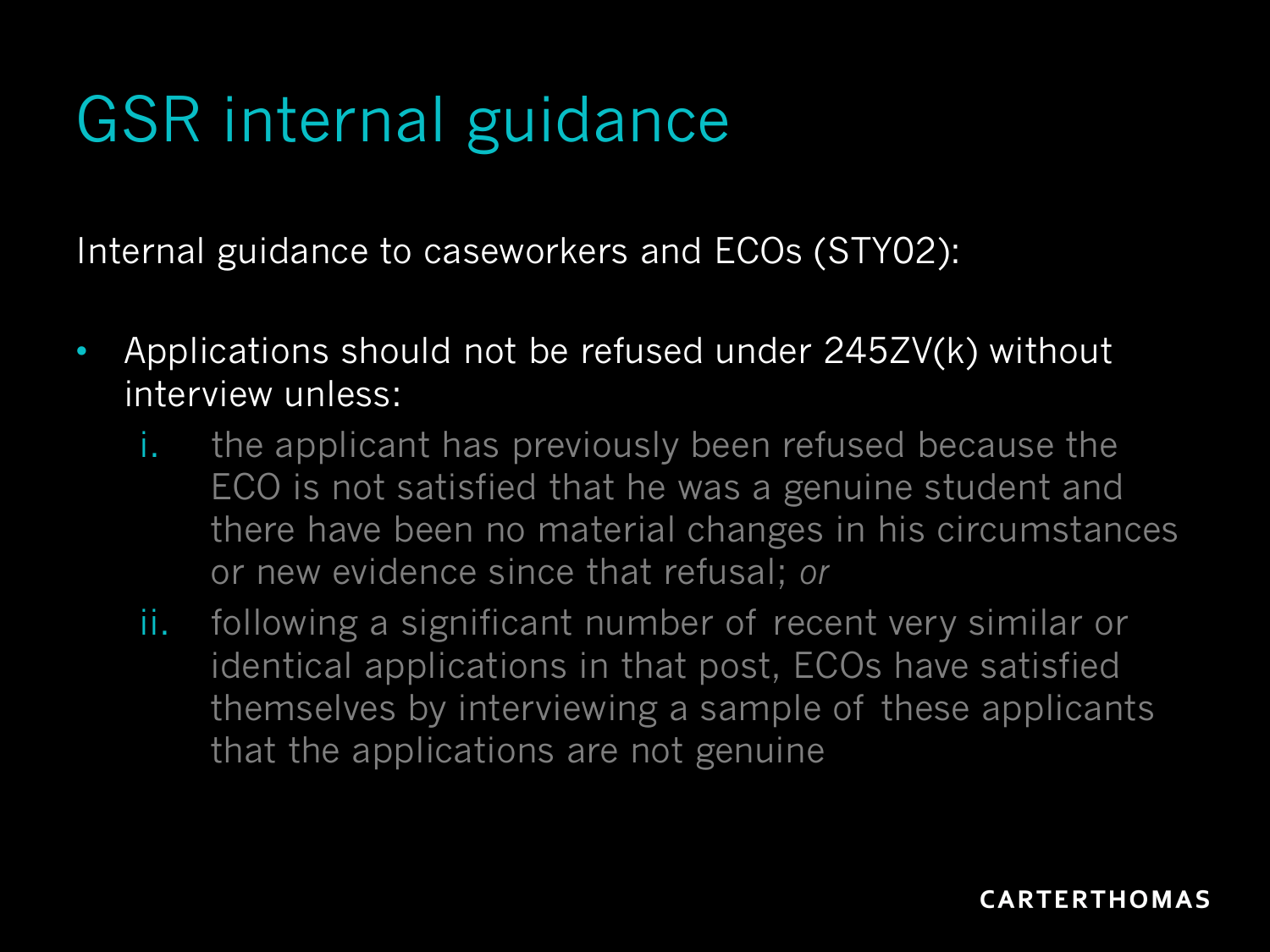# GSR internal guidance

Internal guidance to caseworkers and ECOs (STY02):

- Applications should not be refused under 245ZV(k) without interview unless:
  i. the applicant has previously been refused because the ECO is not satisfied that he was a genuine student and there have been no material changes in his circumstances or new evidence since that refusal; *or*
  ii. following a significant number of recent very similar or identical applications in that post, ECOs have satisfied themselves by interviewing a sample of these applicants that the applications are not genuine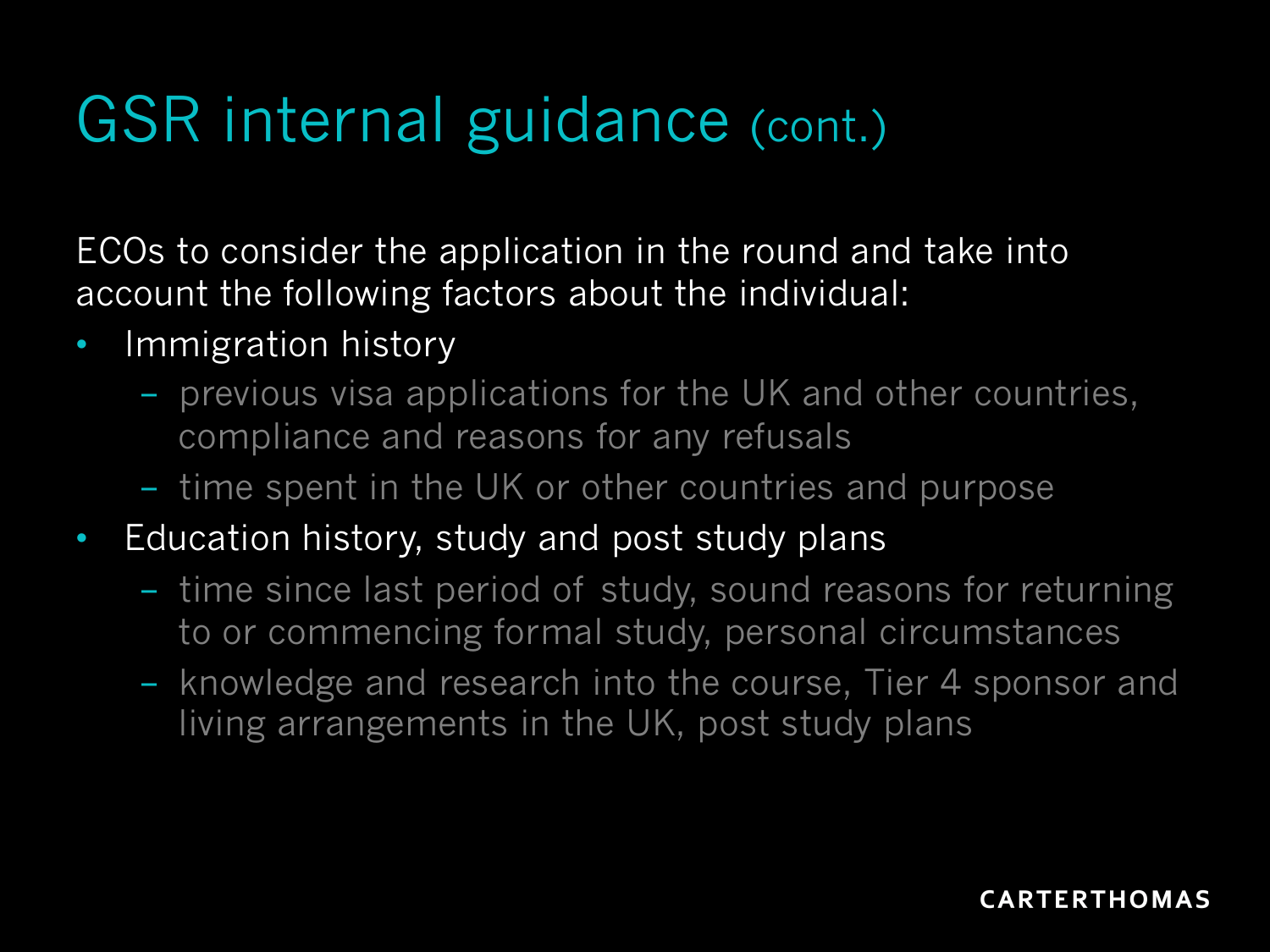# GSR internal guidance (cont.)

ECOs to consider the application in the round and take into account the following factors about the individual:

- Immigration history
  - previous visa applications for the UK and other countries, compliance and reasons for any refusals
  - time spent in the UK or other countries and purpose
- Education history, study and post study plans
  - time since last period of study, sound reasons for returning to or commencing formal study, personal circumstances
  - knowledge and research into the course, Tier 4 sponsor and living arrangements in the UK, post study plans

CARTERTHOMAS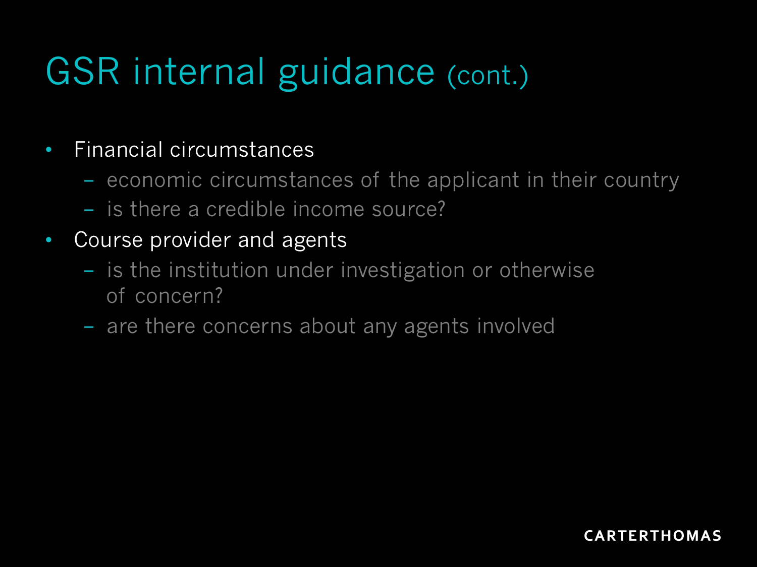# GSR internal guidance (cont.)

- Financial circumstances
  - economic circumstances of the applicant in their country
  - is there a credible income source?
- Course provider and agents
  - is the institution under investigation or otherwise of concern?
  - are there concerns about any agents involved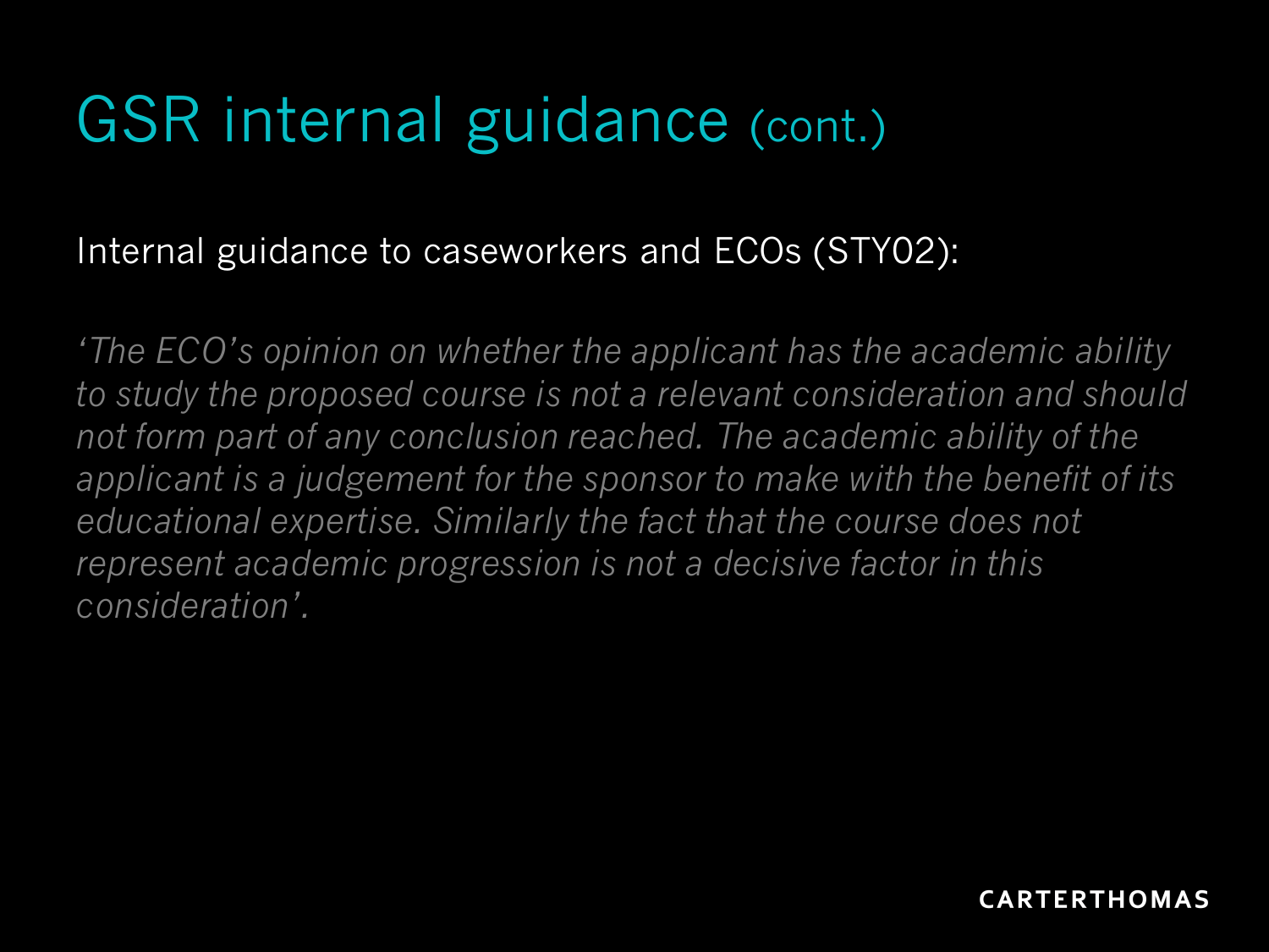# GSR internal guidance (cont.)

Internal guidance to caseworkers and ECOs (STY02):

*'The ECO's opinion on whether the applicant has the academic ability to study the proposed course is not a relevant consideration and should not form part of any conclusion reached. The academic ability of the applicant is a judgement for the sponsor to make with the benefit of its educational expertise. Similarly the fact that the course does not represent academic progression is not a decisive factor in this consideration'.*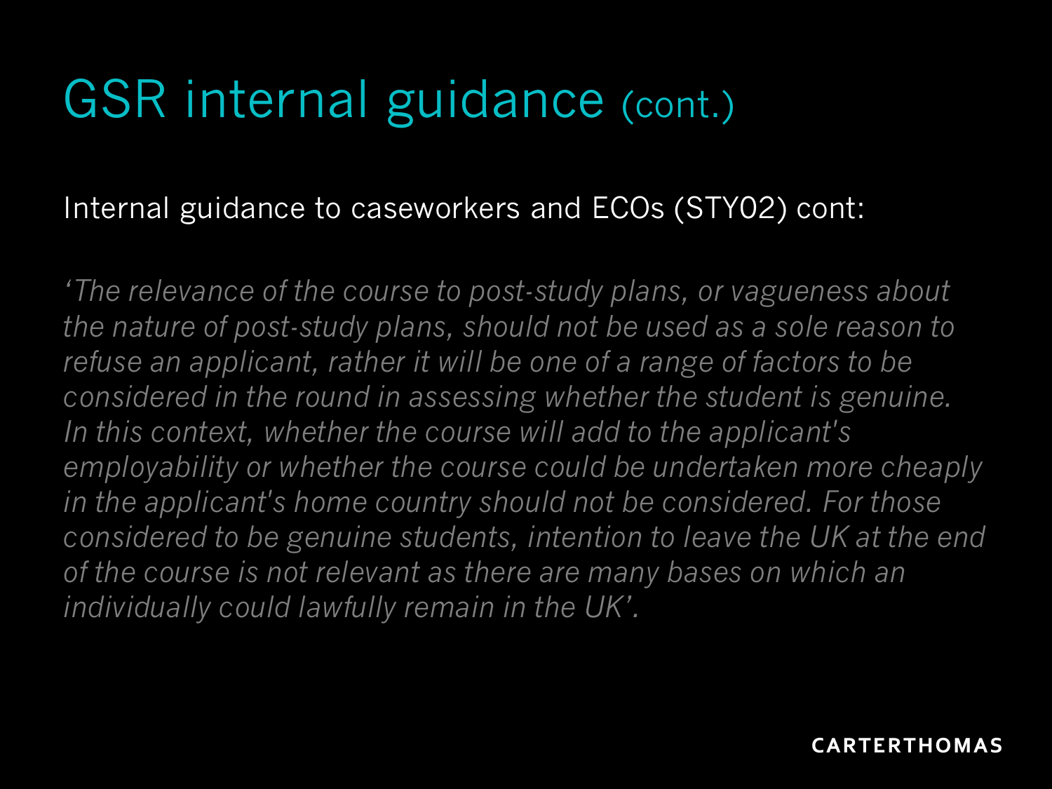# GSR internal guidance (cont.)

Internal guidance to caseworkers and ECOs (STY02) cont:

*'The relevance of the course to post-study plans, or vagueness about the nature of post-study plans, should not be used as a sole reason to refuse an applicant, rather it will be one of a range of factors to be considered in the round in assessing whether the student is genuine. In this context, whether the course will add to the applicant's employability or whether the course could be undertaken more cheaply in the applicant's home country should not be considered. For those considered to be genuine students, intention to leave the UK at the end of the course is not relevant as there are many bases on which an individually could lawfully remain in the UK'.*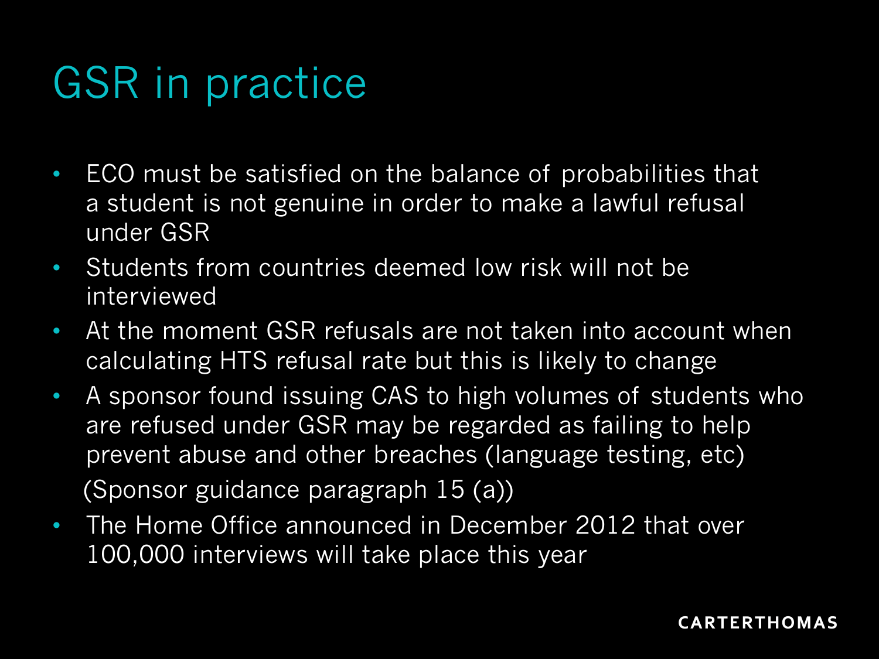# GSR in practice

- ECO must be satisfied on the balance of probabilities that a student is not genuine in order to make a lawful refusal under GSR
- Students from countries deemed low risk will not be interviewed
- At the moment GSR refusals are not taken into account when calculating HTS refusal rate but this is likely to change
- A sponsor found issuing CAS to high volumes of students who are refused under GSR may be regarded as failing to help prevent abuse and other breaches (language testing, etc)

  (Sponsor guidance paragraph 15 (a))
- The Home Office announced in December 2012 that over 100,000 interviews will take place this year

CARTERTHOMAS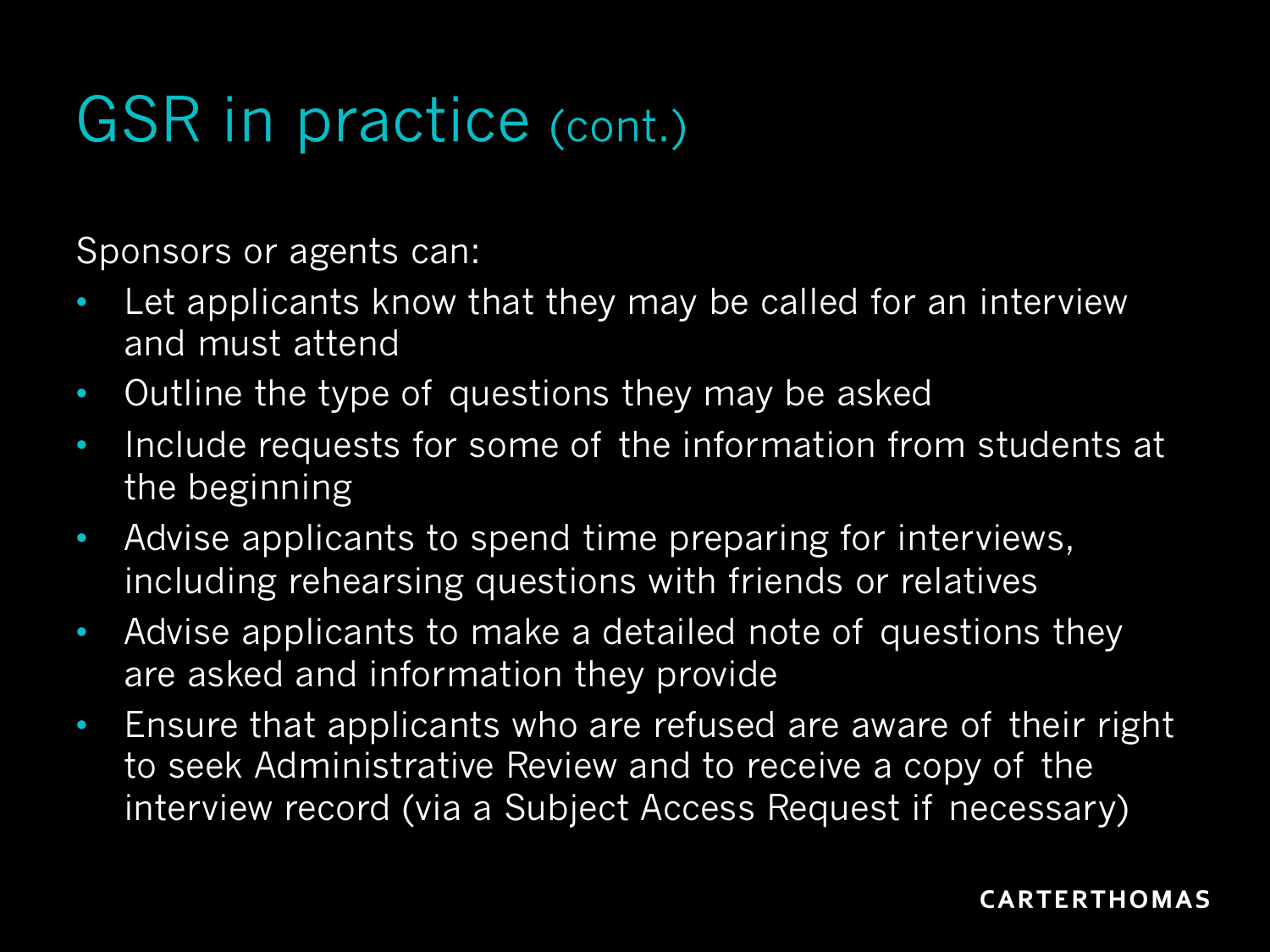# GSR in practice (cont.)

Sponsors or agents can:

- Let applicants know that they may be called for an interview and must attend
- Outline the type of questions they may be asked
- Include requests for some of the information from students at the beginning
- Advise applicants to spend time preparing for interviews, including rehearsing questions with friends or relatives
- Advise applicants to make a detailed note of questions they are asked and information they provide
- Ensure that applicants who are refused are aware of their right to seek Administrative Review and to receive a copy of the interview record (via a Subject Access Request if necessary)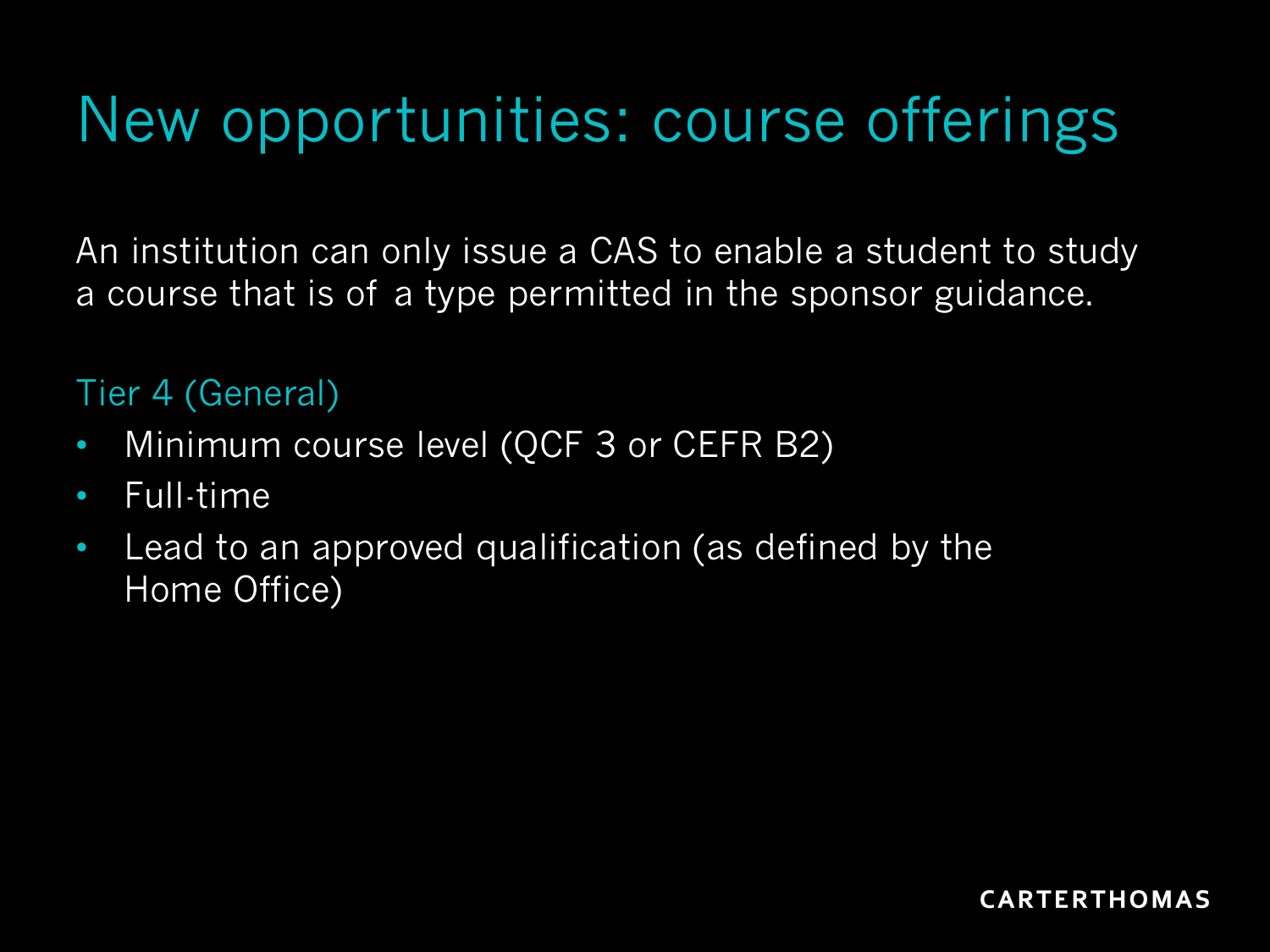# New opportunities: course offerings

An institution can only issue a CAS to enable a student to study a course that is of a type permitted in the sponsor guidance.

## Tier 4 (General)

- Minimum course level (QCF 3 or CEFR B2)
- Full-time
- Lead to an approved qualification (as defined by the Home Office)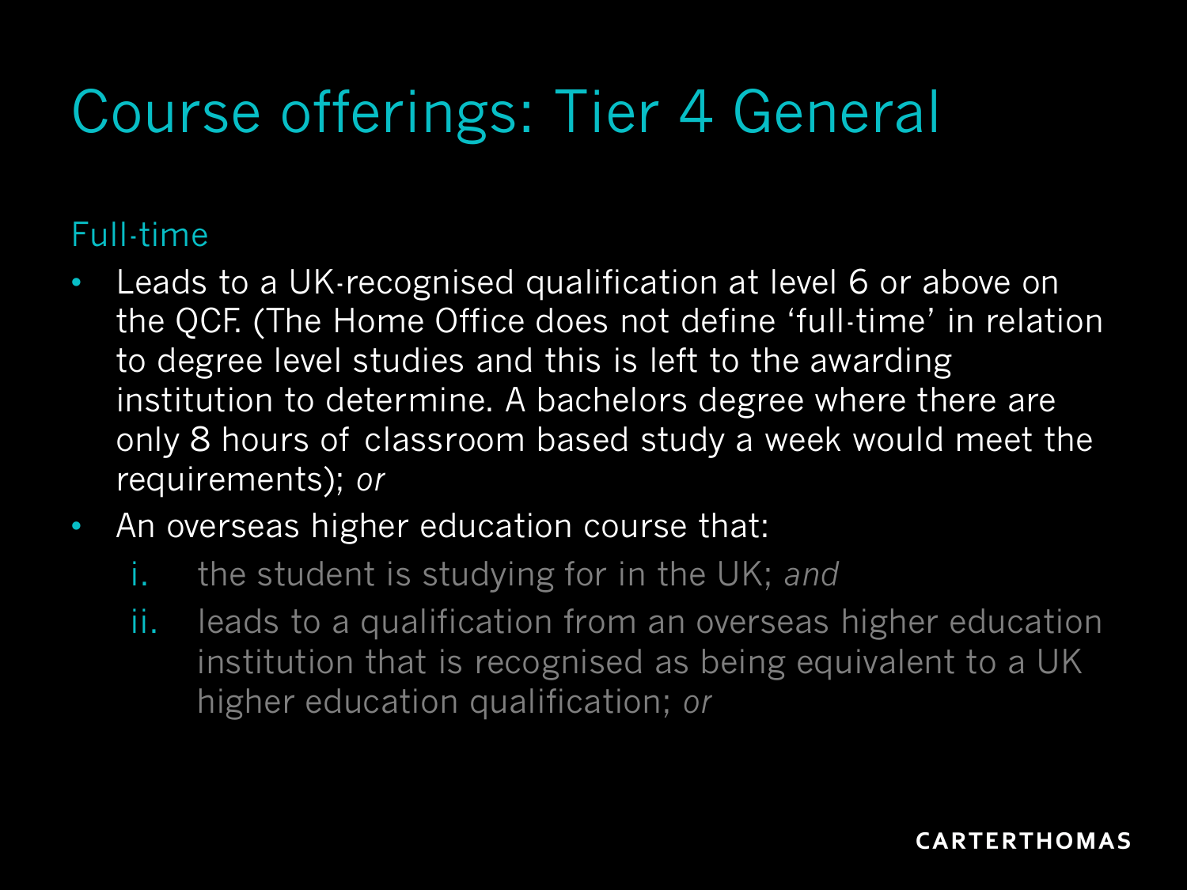# Course offerings: Tier 4 General

## Full-time

- Leads to a UK-recognised qualification at level 6 or above on the QCF. (The Home Office does not define 'full-time' in relation to degree level studies and this is left to the awarding institution to determine. A bachelors degree where there are only 8 hours of classroom based study a week would meet the requirements); *or*
- An overseas higher education course that:
  i. the student is studying for in the UK; *and*
  ii. leads to a qualification from an overseas higher education institution that is recognised as being equivalent to a UK higher education qualification; *or*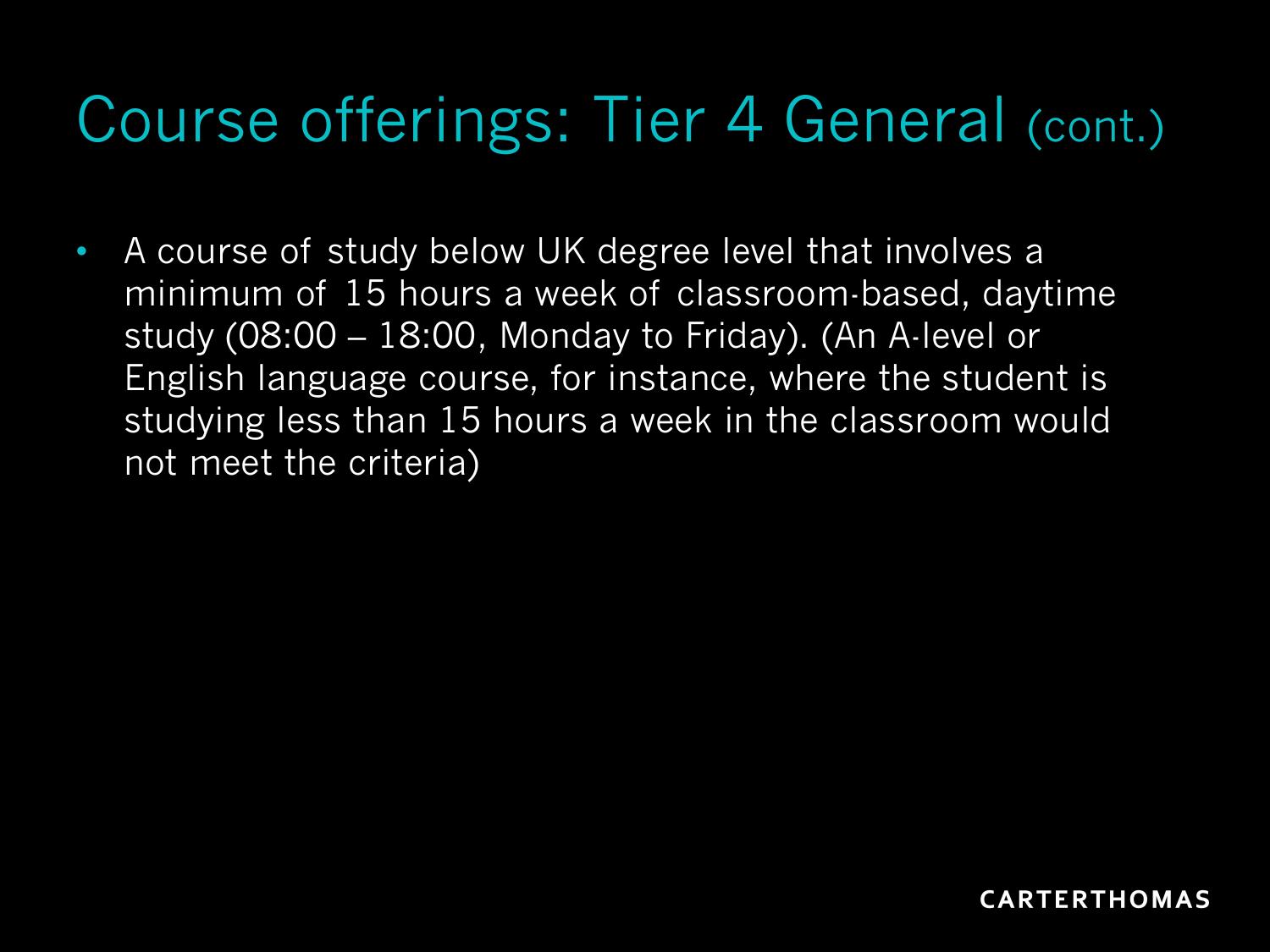# Course offerings: Tier 4 General (cont.)

- A course of study below UK degree level that involves a minimum of 15 hours a week of classroom-based, daytime study (08:00 – 18:00, Monday to Friday). (An A-level or English language course, for instance, where the student is studying less than 15 hours a week in the classroom would not meet the criteria)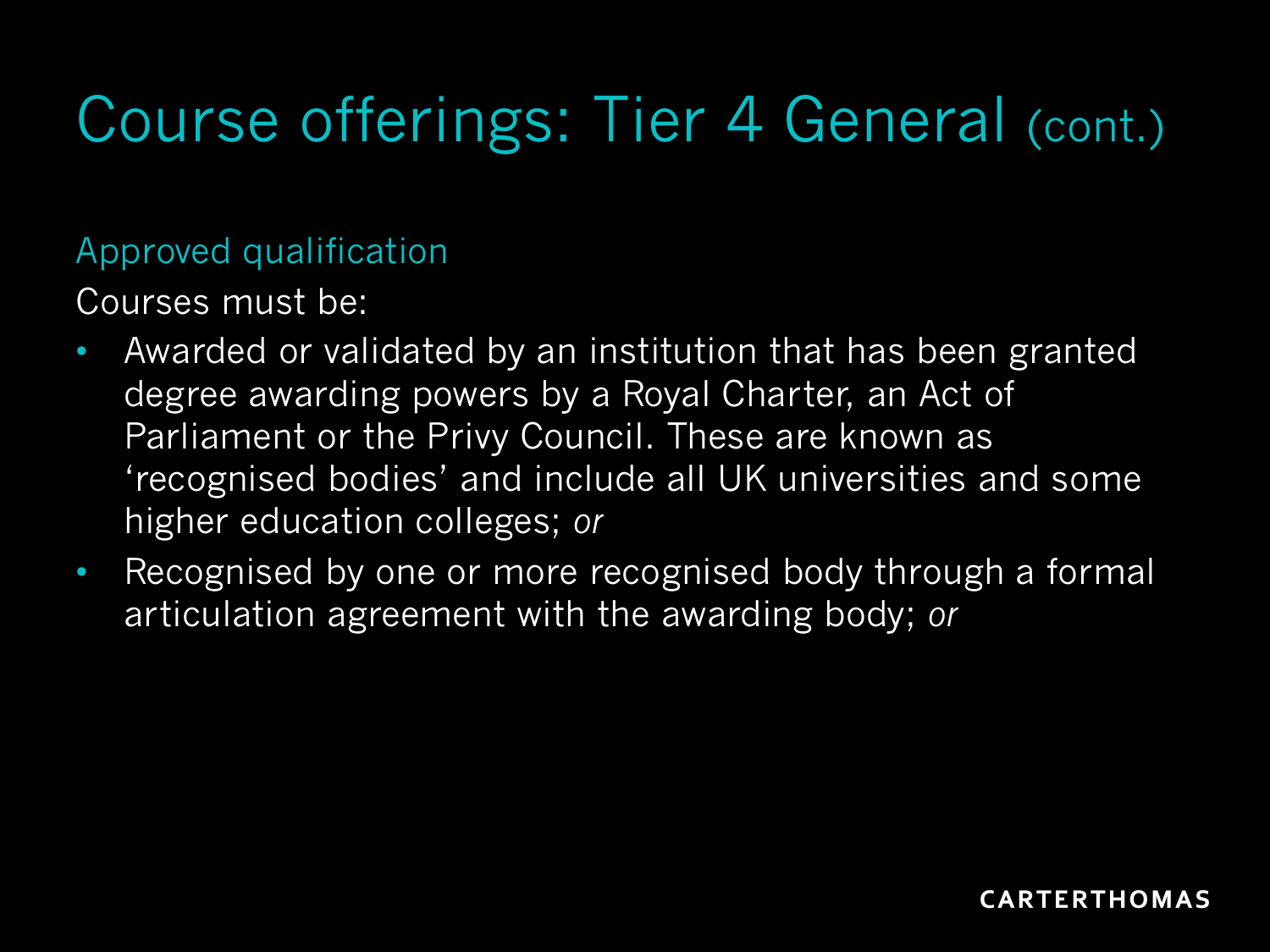# Course offerings: Tier 4 General (cont.)

## Approved qualification

Courses must be:

- Awarded or validated by an institution that has been granted degree awarding powers by a Royal Charter, an Act of Parliament or the Privy Council. These are known as 'recognised bodies' and include all UK universities and some higher education colleges; *or*
- Recognised by one or more recognised body through a formal articulation agreement with the awarding body; *or*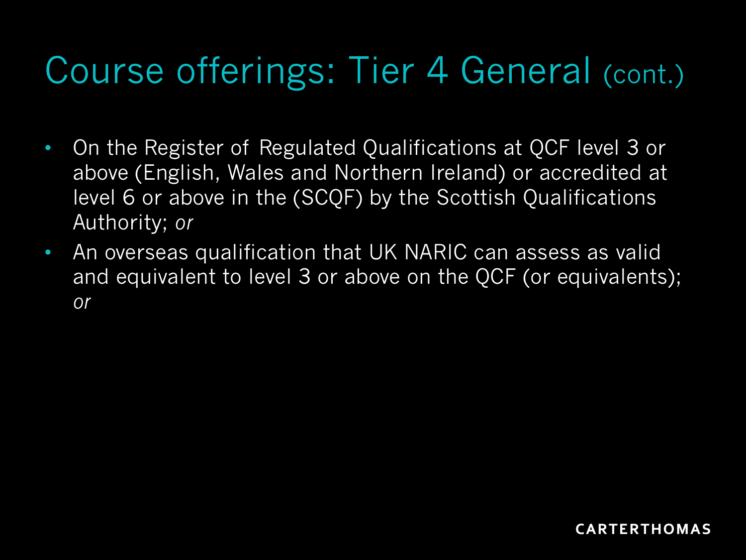# Course offerings: Tier 4 General (cont.)

- On the Register of Regulated Qualifications at QCF level 3 or above (English, Wales and Northern Ireland) or accredited at level 6 or above in the (SCQF) by the Scottish Qualifications Authority; *or*
- An overseas qualification that UK NARIC can assess as valid and equivalent to level 3 or above on the QCF (or equivalents); *or*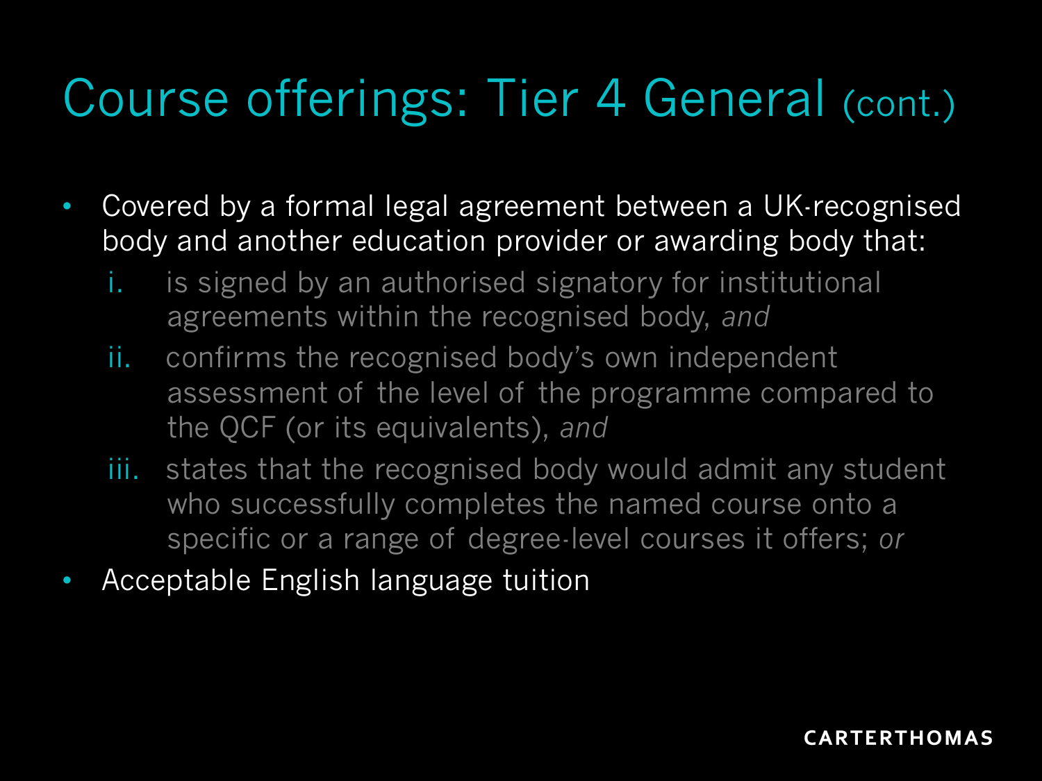# Course offerings: Tier 4 General (cont.)

- Covered by a formal legal agreement between a UK-recognised body and another education provider or awarding body that:
  1. is signed by an authorised signatory for institutional agreements within the recognised body, *and*
  2. confirms the recognised body's own independent assessment of the level of the programme compared to the QCF (or its equivalents), *and*
  3. states that the recognised body would admit any student who successfully completes the named course onto a specific or a range of degree-level courses it offers; *or*
- Acceptable English language tuition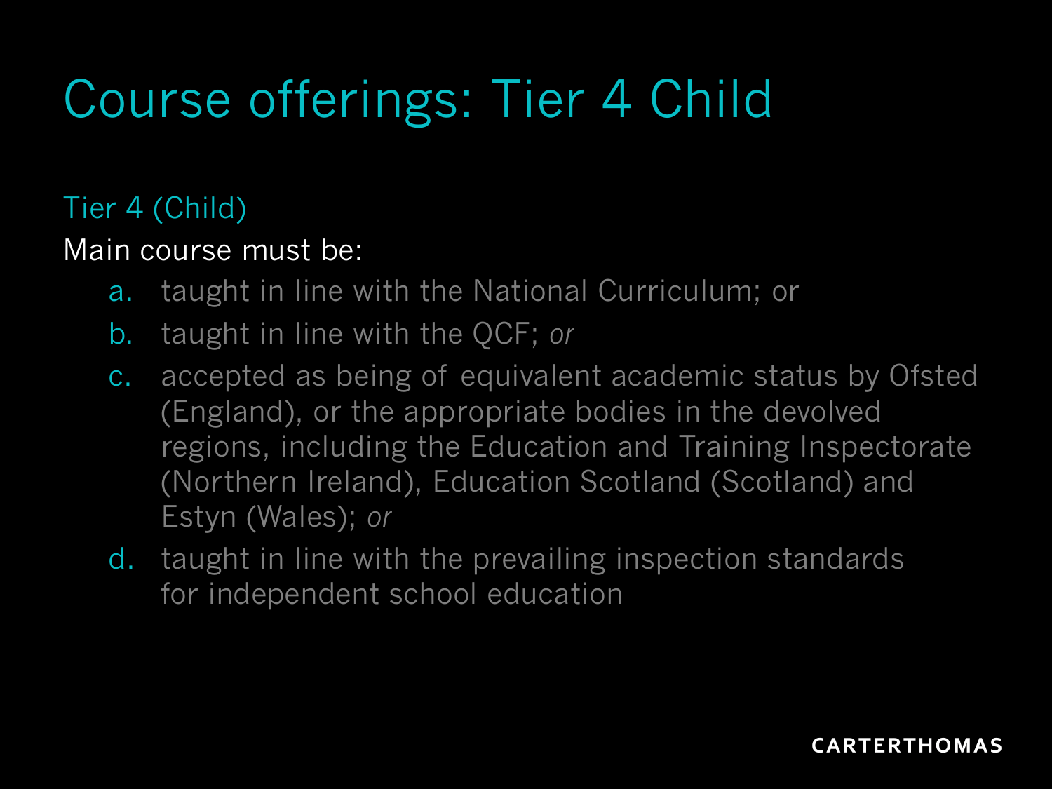# Course offerings: Tier 4 Child

## Tier 4 (Child)

Main course must be:

a. taught in line with the National Curriculum; or
b. taught in line with the QCF; *or*
c. accepted as being of equivalent academic status by Ofsted (England), or the appropriate bodies in the devolved regions, including the Education and Training Inspectorate (Northern Ireland), Education Scotland (Scotland) and Estyn (Wales); *or*
d. taught in line with the prevailing inspection standards for independent school education

CARTERTHOMAS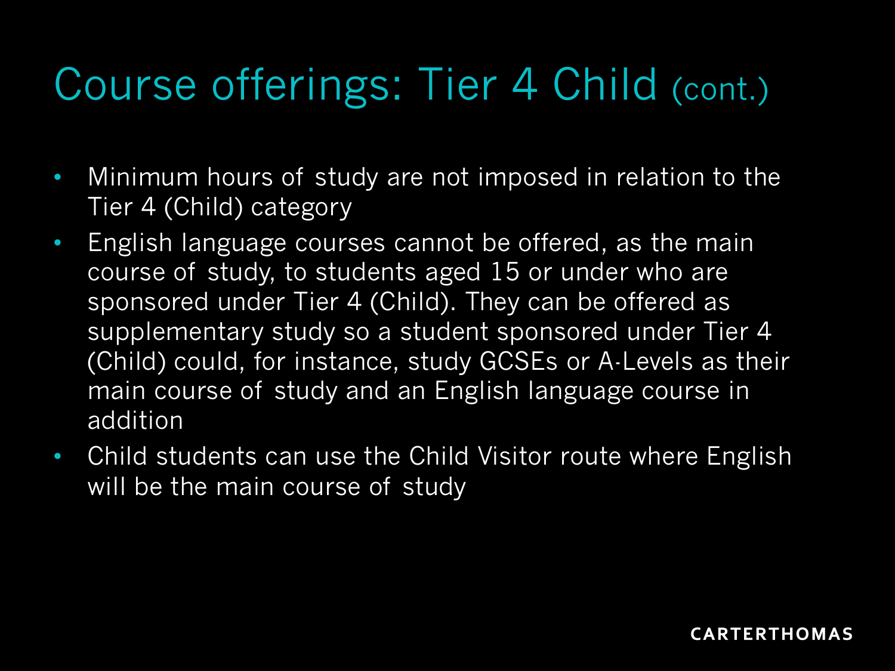# Course offerings: Tier 4 Child (cont.)

- Minimum hours of study are not imposed in relation to the Tier 4 (Child) category
- English language courses cannot be offered, as the main course of study, to students aged 15 or under who are sponsored under Tier 4 (Child). They can be offered as supplementary study so a student sponsored under Tier 4 (Child) could, for instance, study GCSEs or A-Levels as their main course of study and an English language course in addition
- Child students can use the Child Visitor route where English will be the main course of study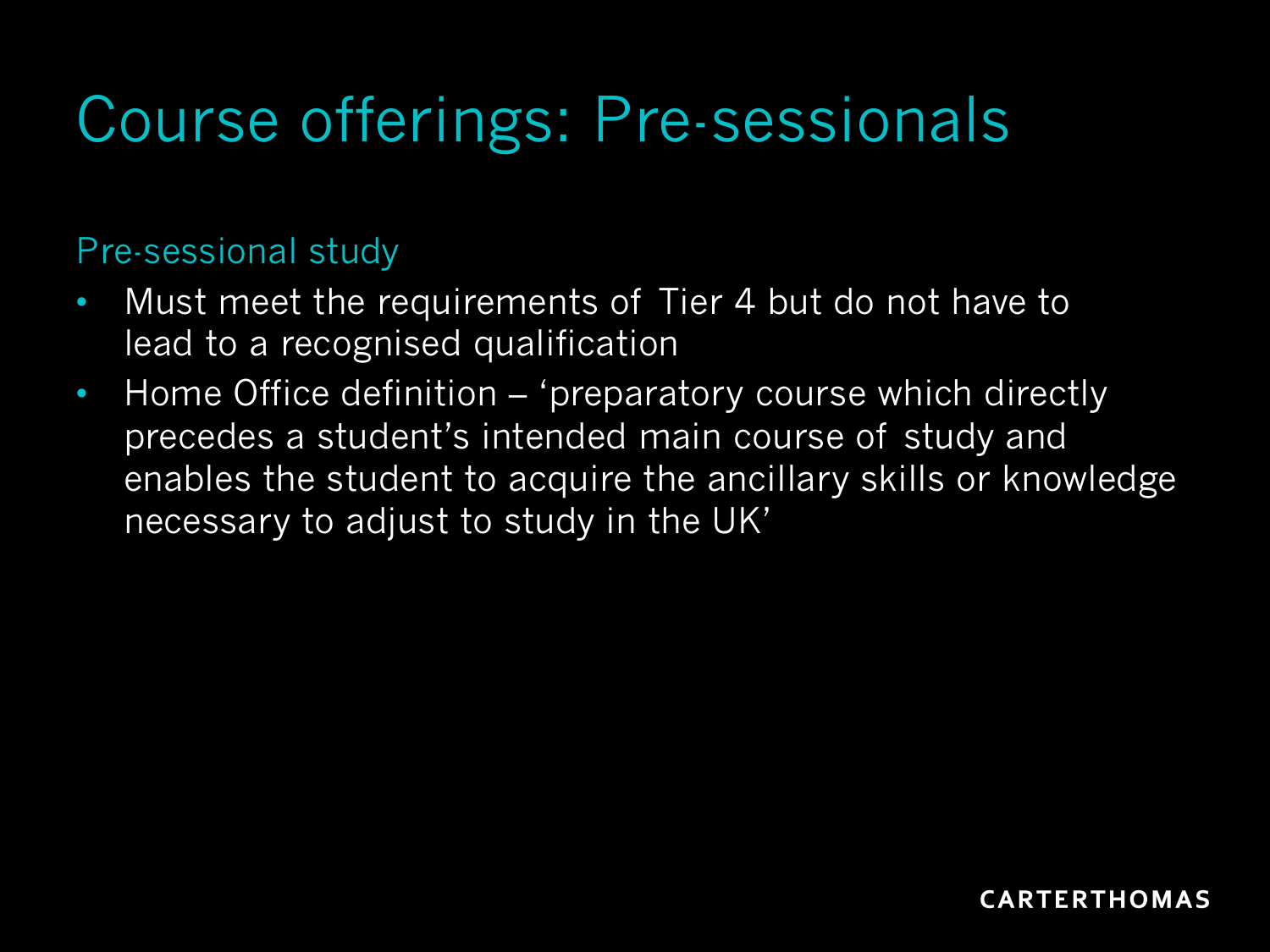# Course offerings: Pre-sessionals

## Pre-sessional study

- Must meet the requirements of Tier 4 but do not have to lead to a recognised qualification
- Home Office definition – 'preparatory course which directly precedes a student's intended main course of study and enables the student to acquire the ancillary skills or knowledge necessary to adjust to study in the UK'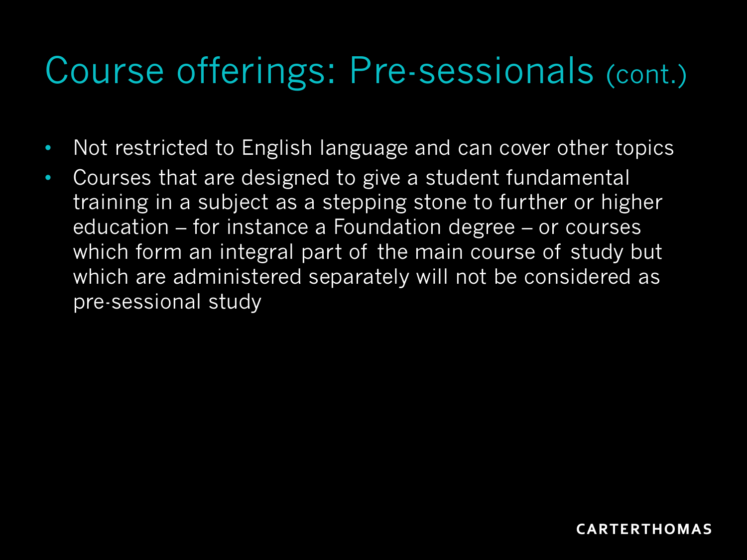# Course offerings: Pre-sessionals (cont.)

- Not restricted to English language and can cover other topics
- Courses that are designed to give a student fundamental training in a subject as a stepping stone to further or higher education – for instance a Foundation degree – or courses which form an integral part of the main course of study but which are administered separately will not be considered as pre-sessional study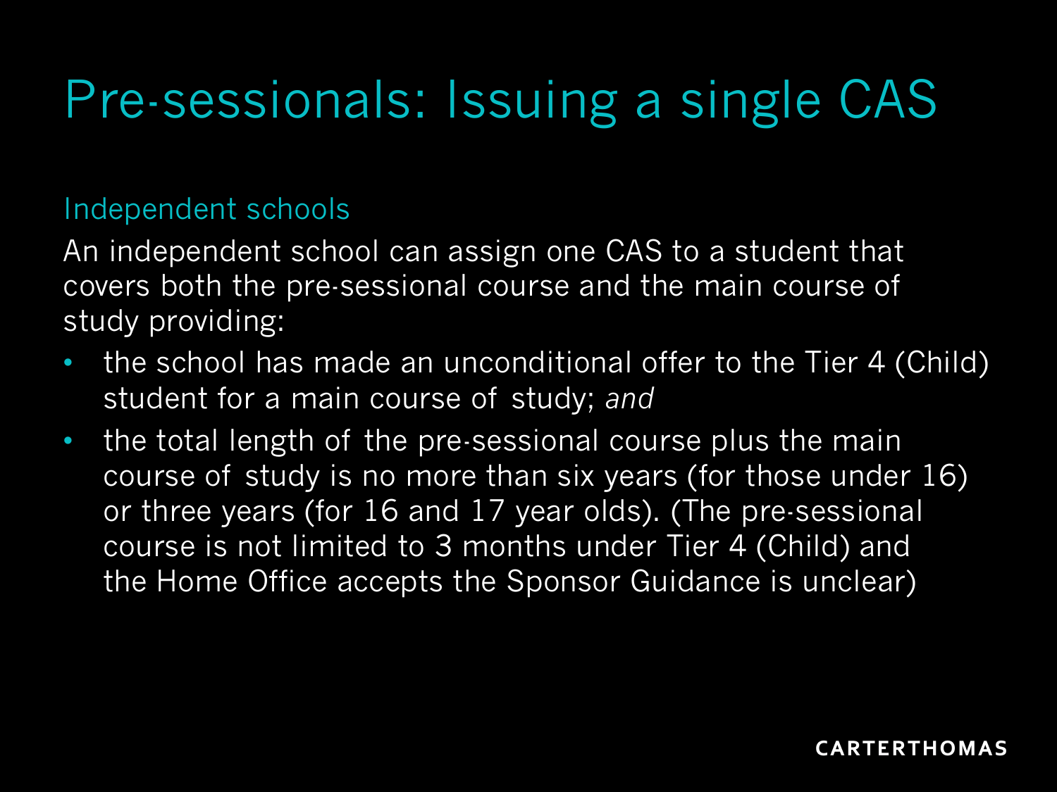# Pre-sessionals: Issuing a single CAS

## Independent schools

An independent school can assign one CAS to a student that covers both the pre-sessional course and the main course of study providing:

- the school has made an unconditional offer to the Tier 4 (Child) student for a main course of study; *and*
- the total length of the pre-sessional course plus the main course of study is no more than six years (for those under 16) or three years (for 16 and 17 year olds). (The pre-sessional course is not limited to 3 months under Tier 4 (Child) and the Home Office accepts the Sponsor Guidance is unclear)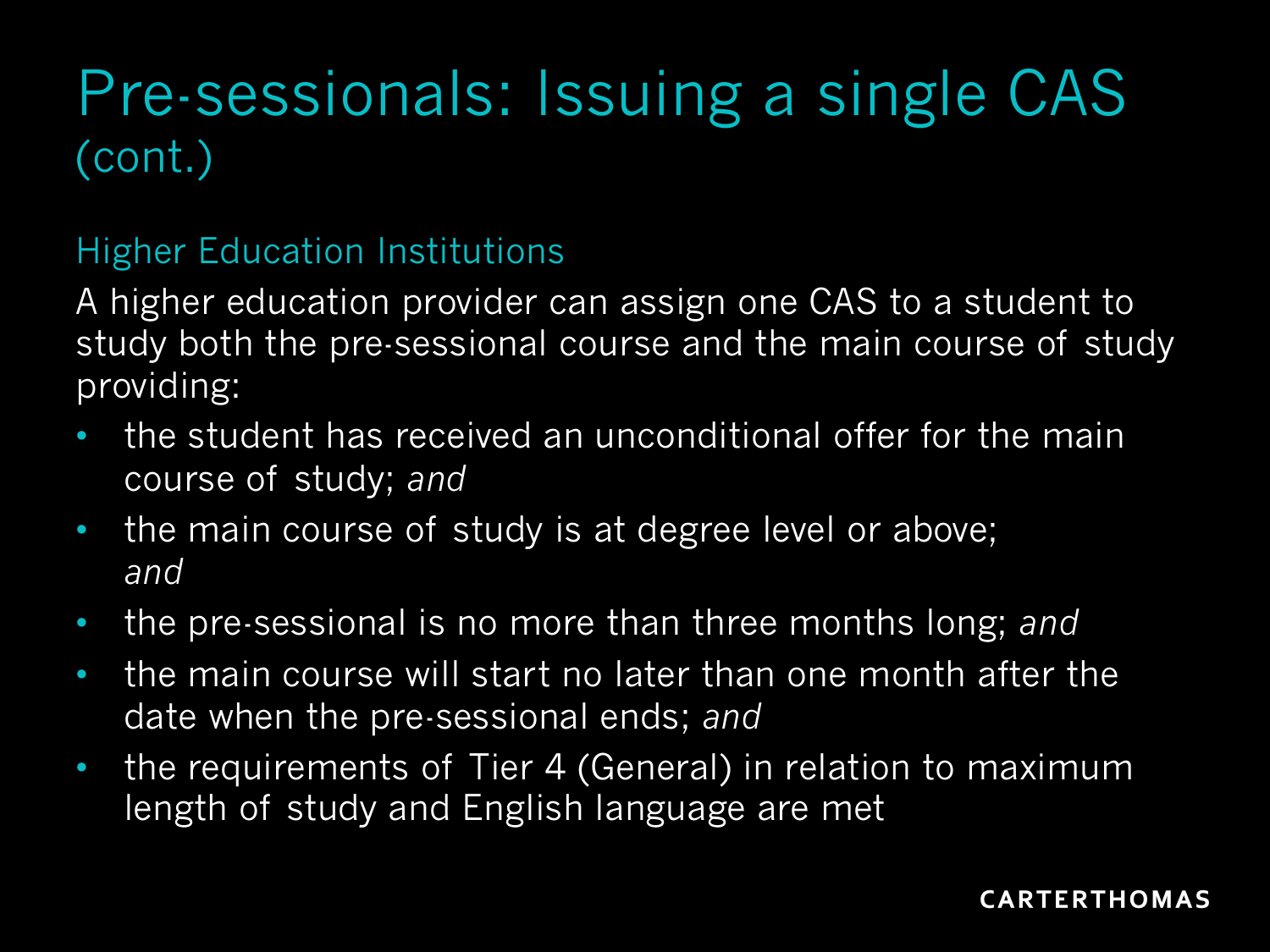# Pre-sessionals: Issuing a single CAS (cont.)

## Higher Education Institutions

A higher education provider can assign one CAS to a student to study both the pre-sessional course and the main course of study providing:

- the student has received an unconditional offer for the main course of study; *and*
- the main course of study is at degree level or above; *and*
- the pre-sessional is no more than three months long; *and*
- the main course will start no later than one month after the date when the pre-sessional ends; *and*
- the requirements of Tier 4 (General) in relation to maximum length of study and English language are met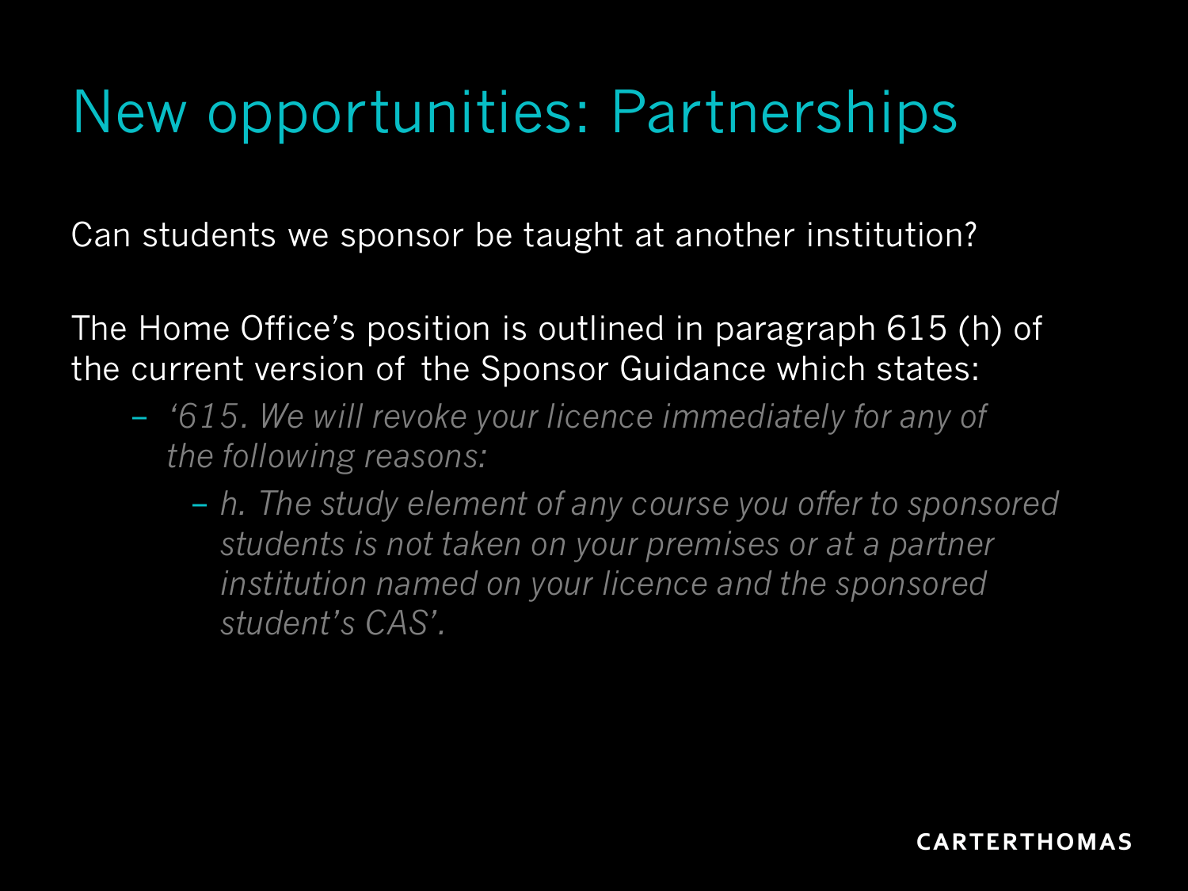# New opportunities: Partnerships

Can students we sponsor be taught at another institution?

The Home Office's position is outlined in paragraph 615 (h) of the current version of the Sponsor Guidance which states:

- *'615. We will revoke your licence immediately for any of the following reasons:*
  - *h. The study element of any course you offer to sponsored students is not taken on your premises or at a partner institution named on your licence and the sponsored student's CAS'.*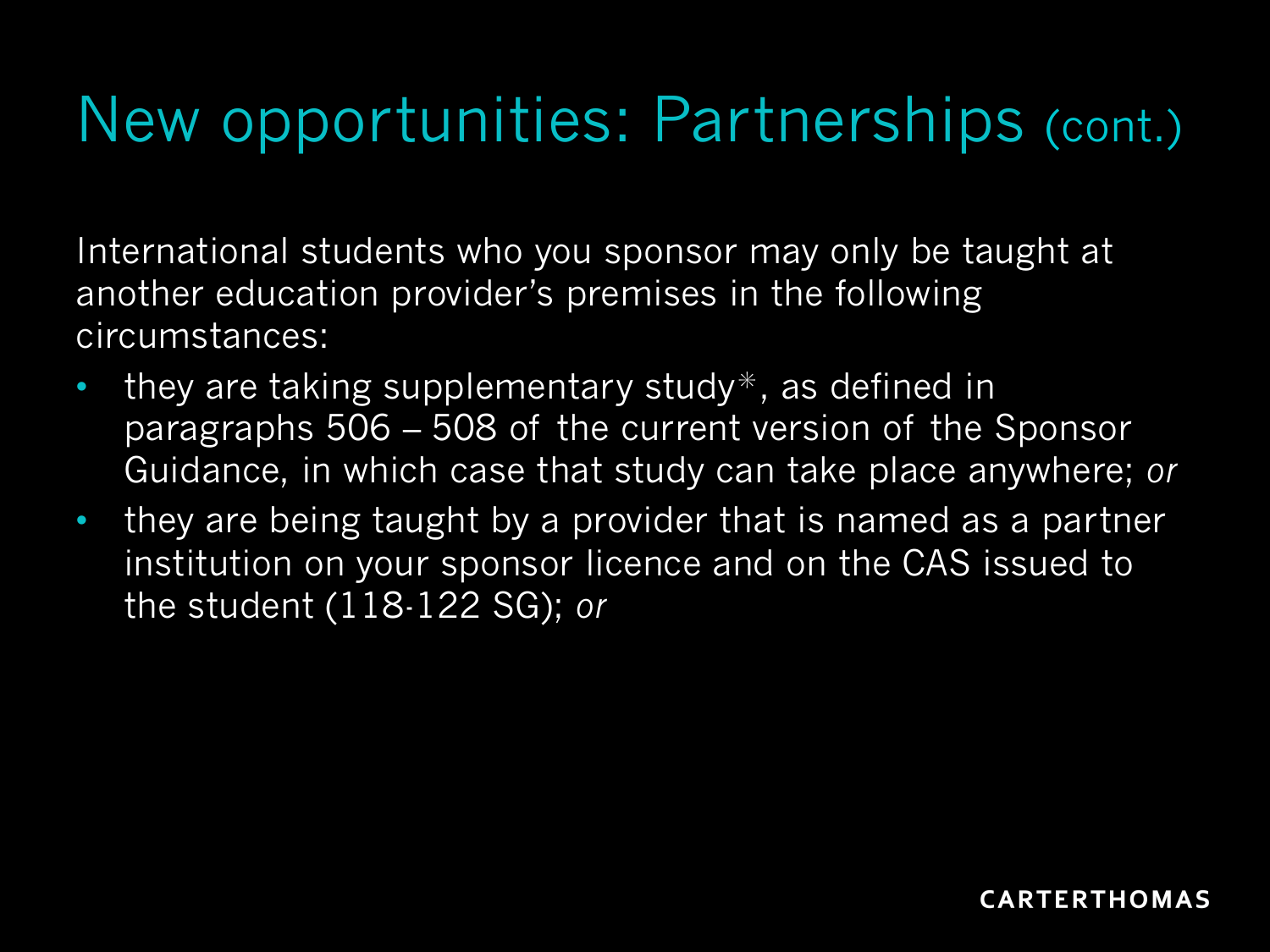# New opportunities: Partnerships (cont.)

International students who you sponsor may only be taught at another education provider's premises in the following circumstances:

- they are taking supplementary study*, as defined in paragraphs 506 – 508 of the current version of the Sponsor Guidance, in which case that study can take place anywhere; *or*
- they are being taught by a provider that is named as a partner institution on your sponsor licence and on the CAS issued to the student (118-122 SG); *or*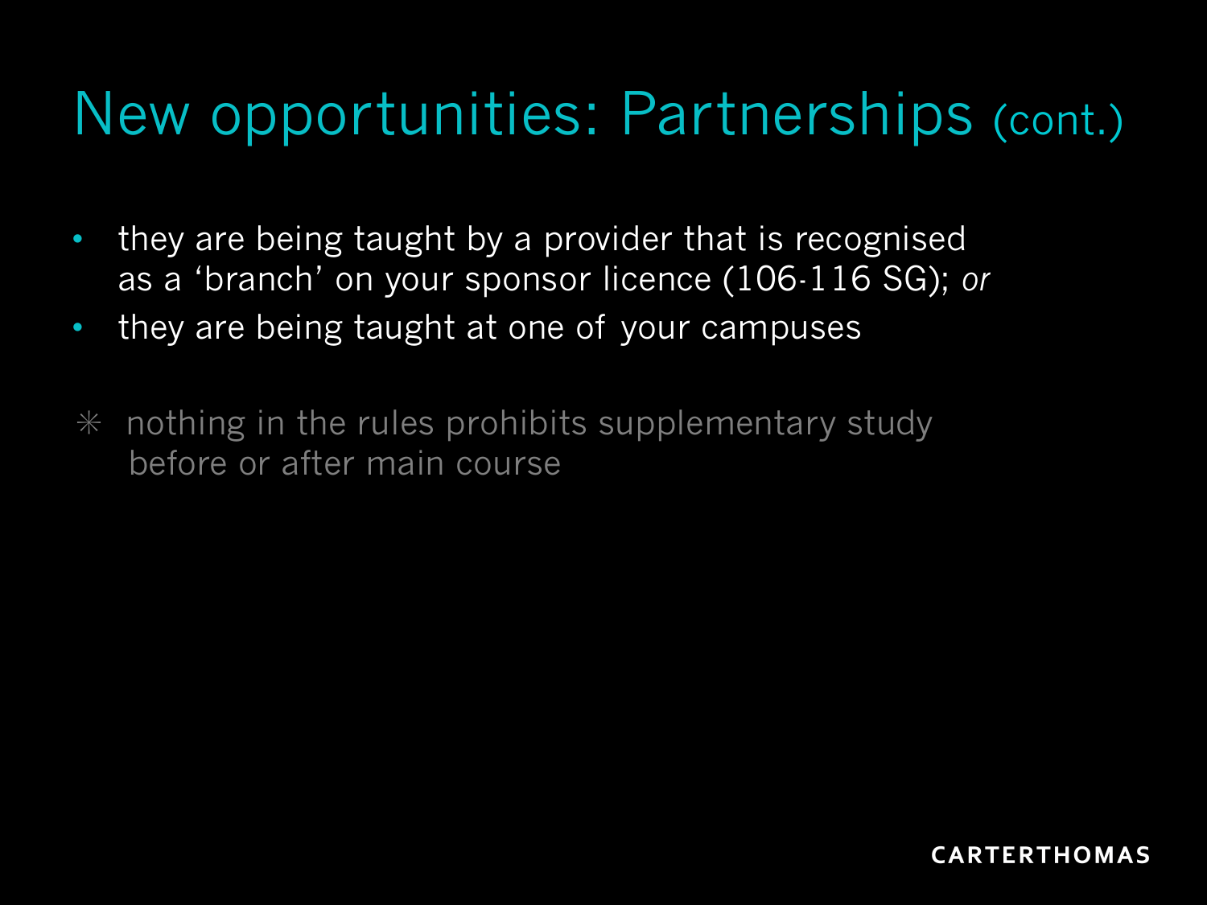# New opportunities: Partnerships (cont.)

- they are being taught by a provider that is recognised as a 'branch' on your sponsor licence (106-116 SG); *or*
- they are being taught at one of your campuses

✳ nothing in the rules prohibits supplementary study before or after main course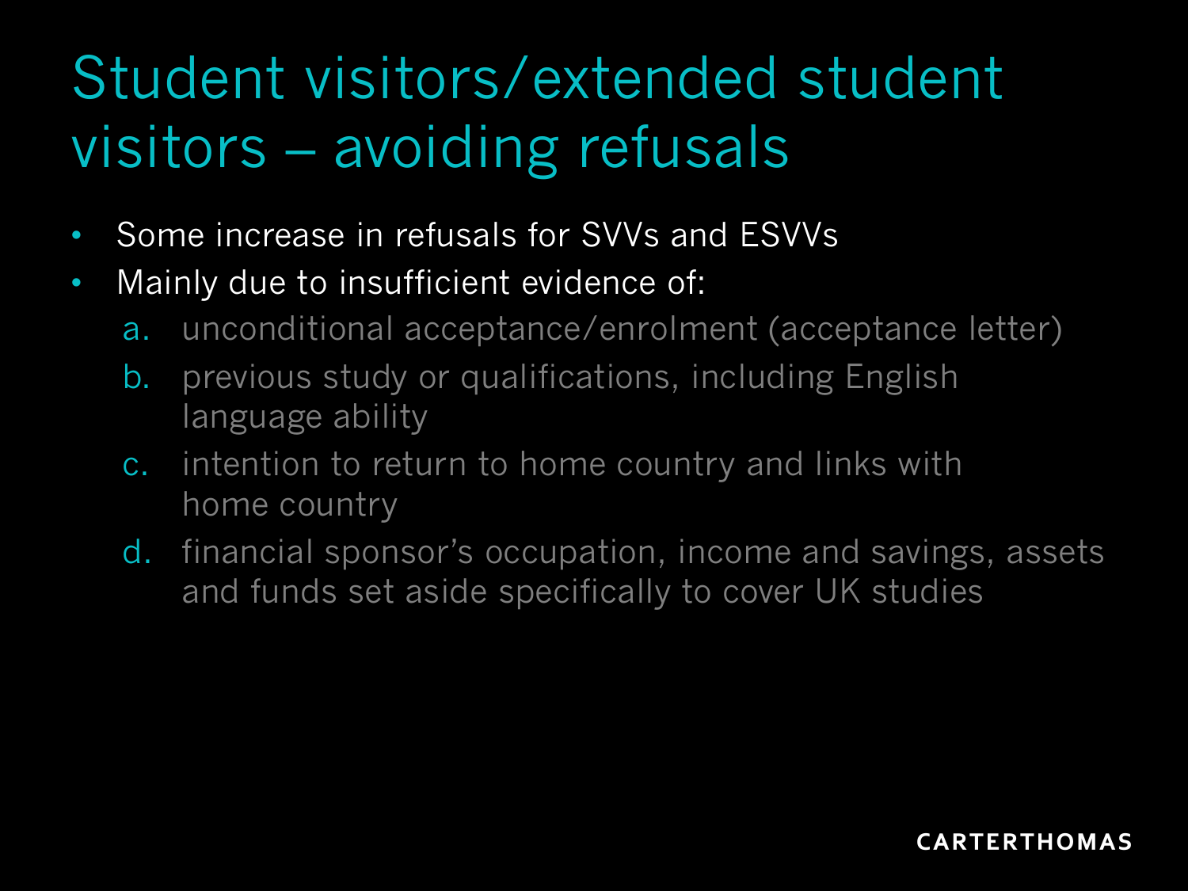# Student visitors/extended student visitors – avoiding refusals

- Some increase in refusals for SVVs and ESVVs
- Mainly due to insufficient evidence of:
  a. unconditional acceptance/enrolment (acceptance letter)
  b. previous study or qualifications, including English language ability
  c. intention to return to home country and links with home country
  d. financial sponsor's occupation, income and savings, assets and funds set aside specifically to cover UK studies

CARTERTHOMAS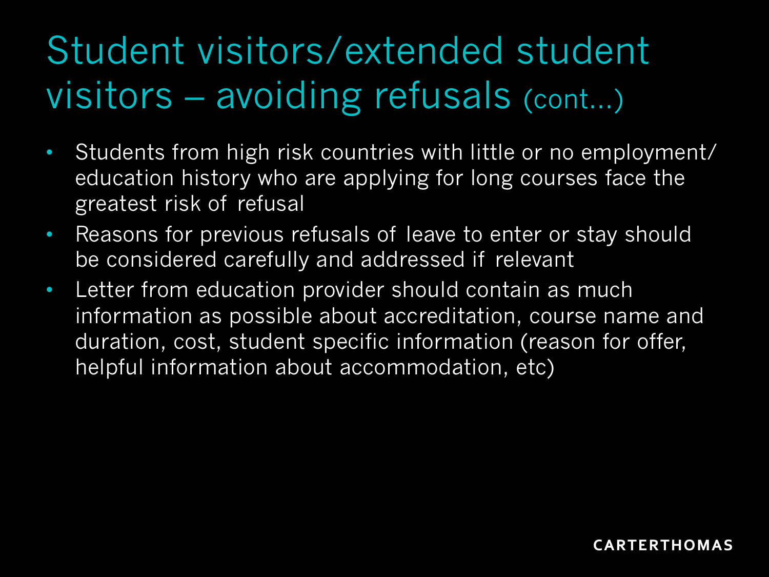# Student visitors/extended student visitors – avoiding refusals (cont…)

- Students from high risk countries with little or no employment/ education history who are applying for long courses face the greatest risk of refusal
- Reasons for previous refusals of leave to enter or stay should be considered carefully and addressed if relevant
- Letter from education provider should contain as much information as possible about accreditation, course name and duration, cost, student specific information (reason for offer, helpful information about accommodation, etc)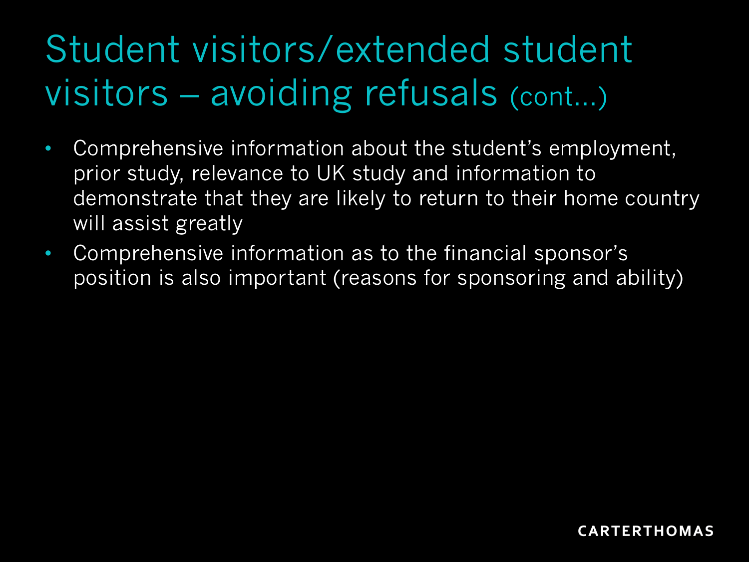# Student visitors/extended student visitors – avoiding refusals (cont...)

- Comprehensive information about the student's employment, prior study, relevance to UK study and information to demonstrate that they are likely to return to their home country will assist greatly
- Comprehensive information as to the financial sponsor's position is also important (reasons for sponsoring and ability)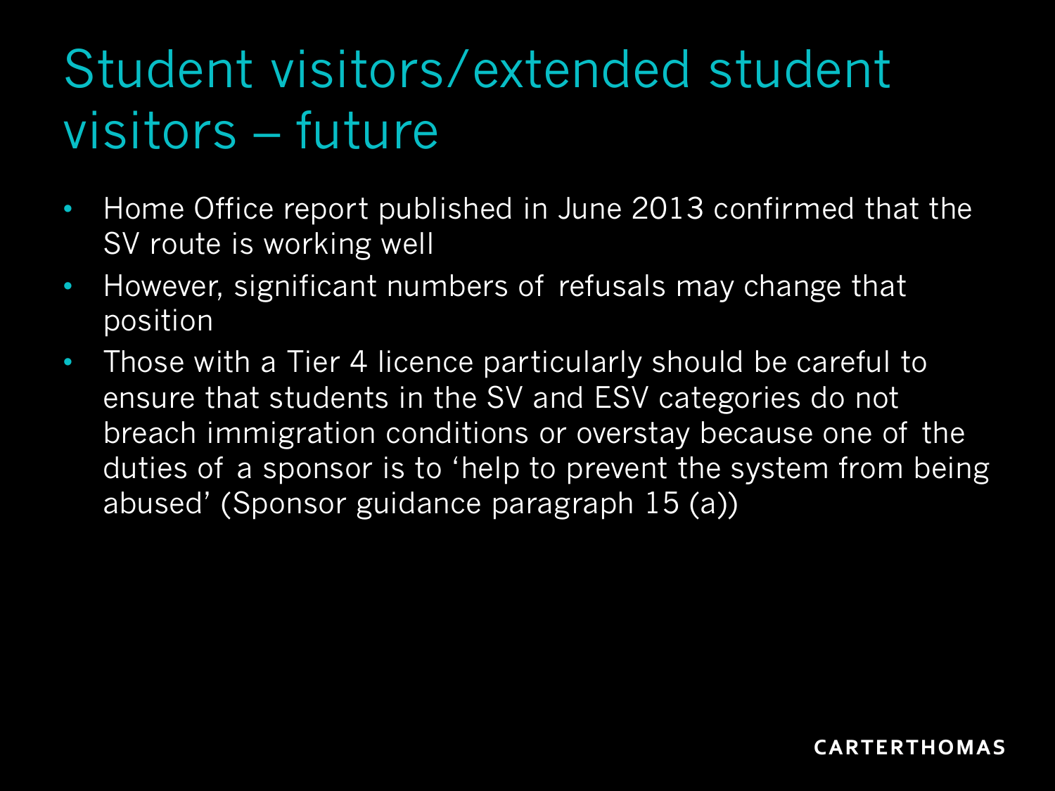# Student visitors/extended student visitors – future

- Home Office report published in June 2013 confirmed that the SV route is working well
- However, significant numbers of refusals may change that position
- Those with a Tier 4 licence particularly should be careful to ensure that students in the SV and ESV categories do not breach immigration conditions or overstay because one of the duties of a sponsor is to 'help to prevent the system from being abused' (Sponsor guidance paragraph 15 (a))

CARTERTHOMAS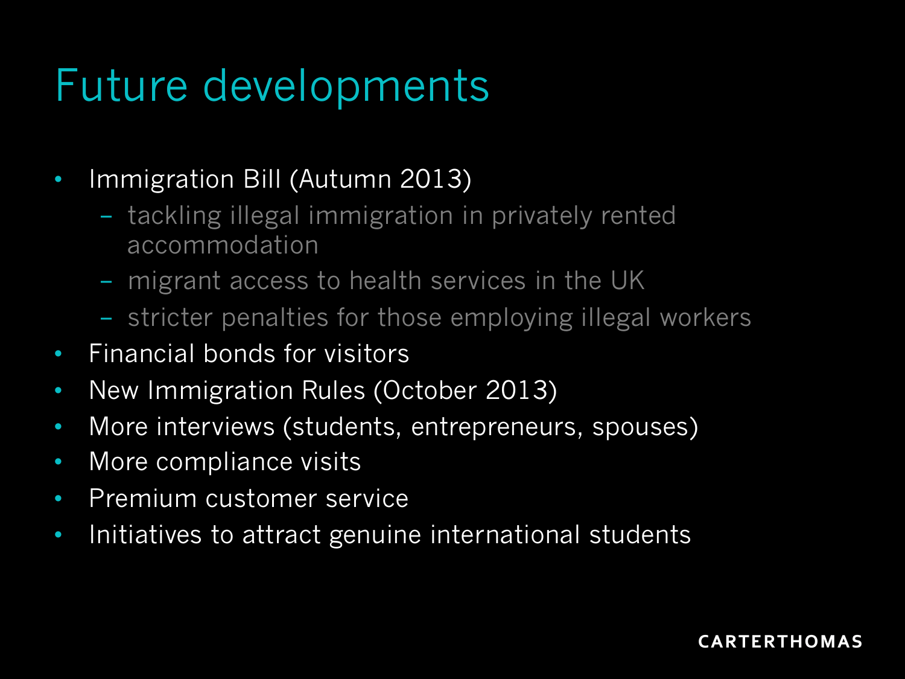# Future developments

- Immigration Bill (Autumn 2013)
  - tackling illegal immigration in privately rented accommodation
  - migrant access to health services in the UK
  - stricter penalties for those employing illegal workers
- Financial bonds for visitors
- New Immigration Rules (October 2013)
- More interviews (students, entrepreneurs, spouses)
- More compliance visits
- Premium customer service
- Initiatives to attract genuine international students

CARTERTHOMAS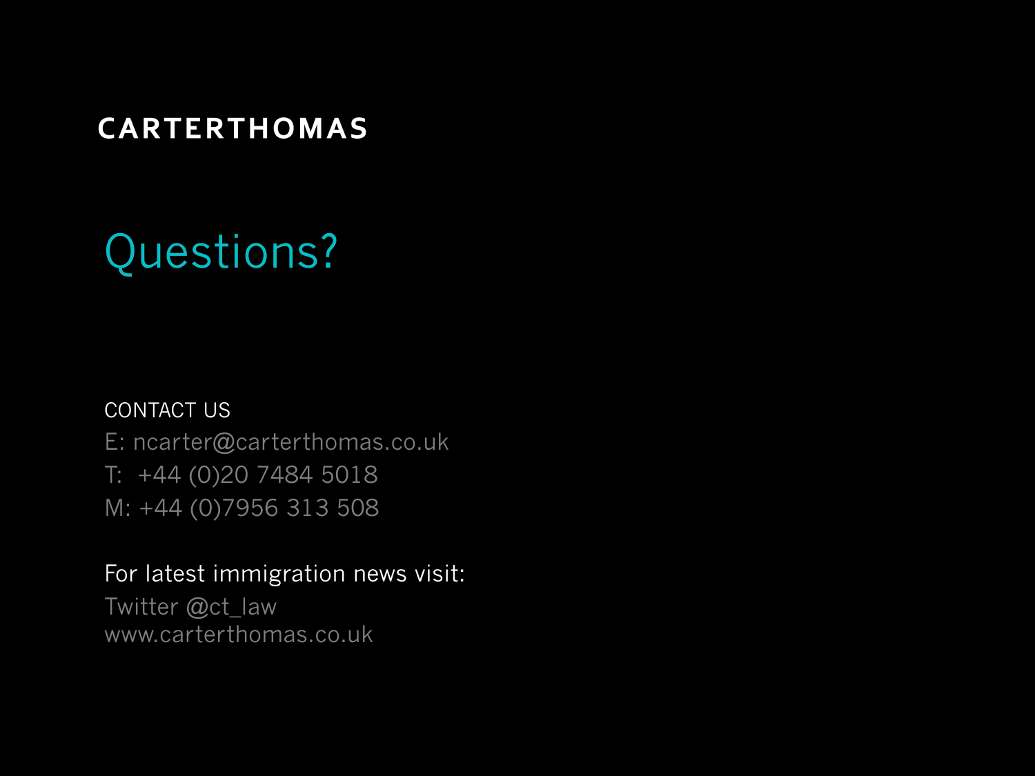**CARTERTHOMAS**

# Questions?

CONTACT US

E: ncarter@carterthomas.co.uk
T: +44 (0)20 7484 5018
M: +44 (0)7956 313 508

For latest immigration news visit:

Twitter @ct_law
www.carterthomas.co.uk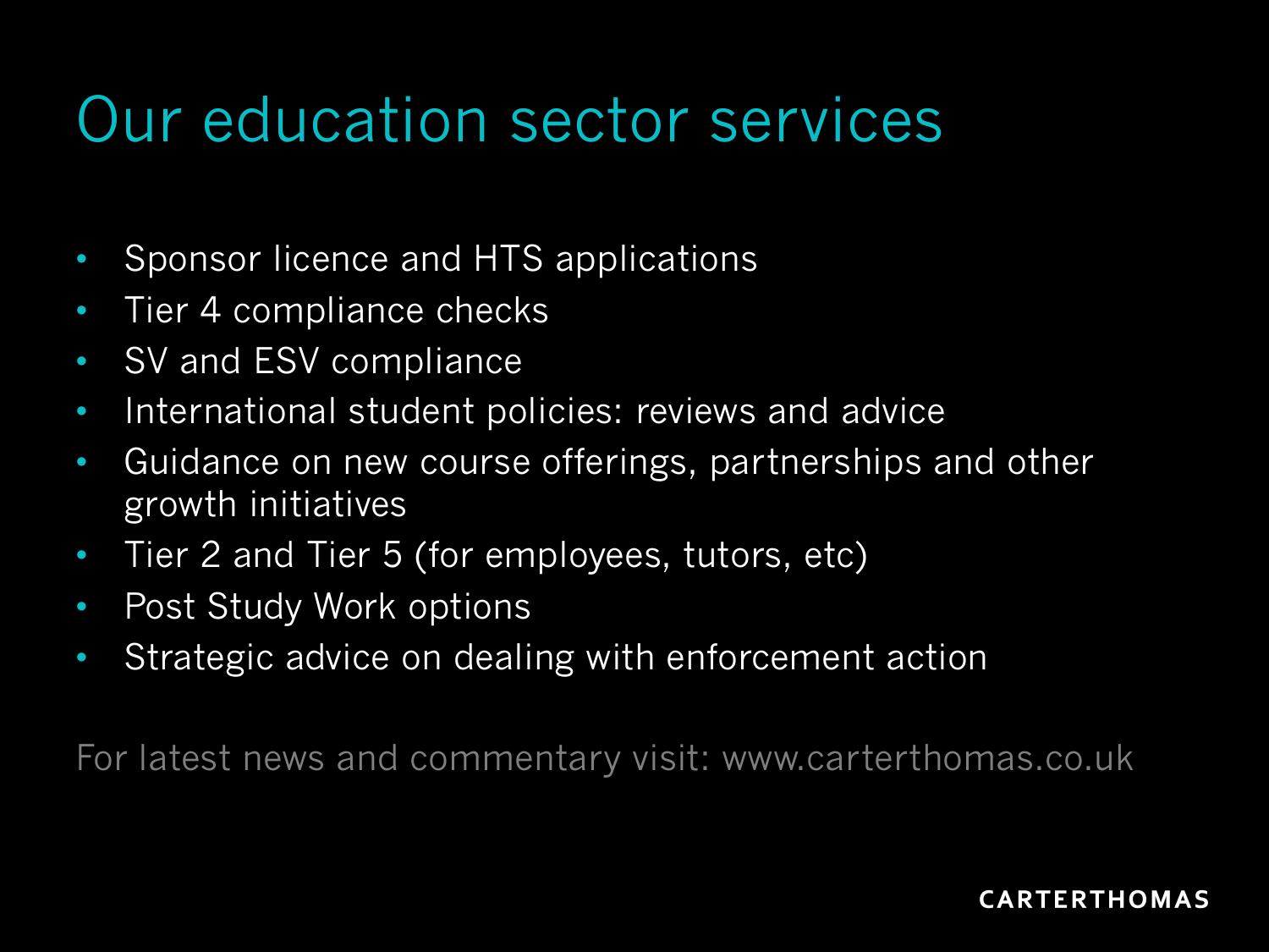# Our education sector services

- Sponsor licence and HTS applications
- Tier 4 compliance checks
- SV and ESV compliance
- International student policies: reviews and advice
- Guidance on new course offerings, partnerships and other growth initiatives
- Tier 2 and Tier 5 (for employees, tutors, etc)
- Post Study Work options
- Strategic advice on dealing with enforcement action

For latest news and commentary visit: www.carterthomas.co.uk

CARTERTHOMAS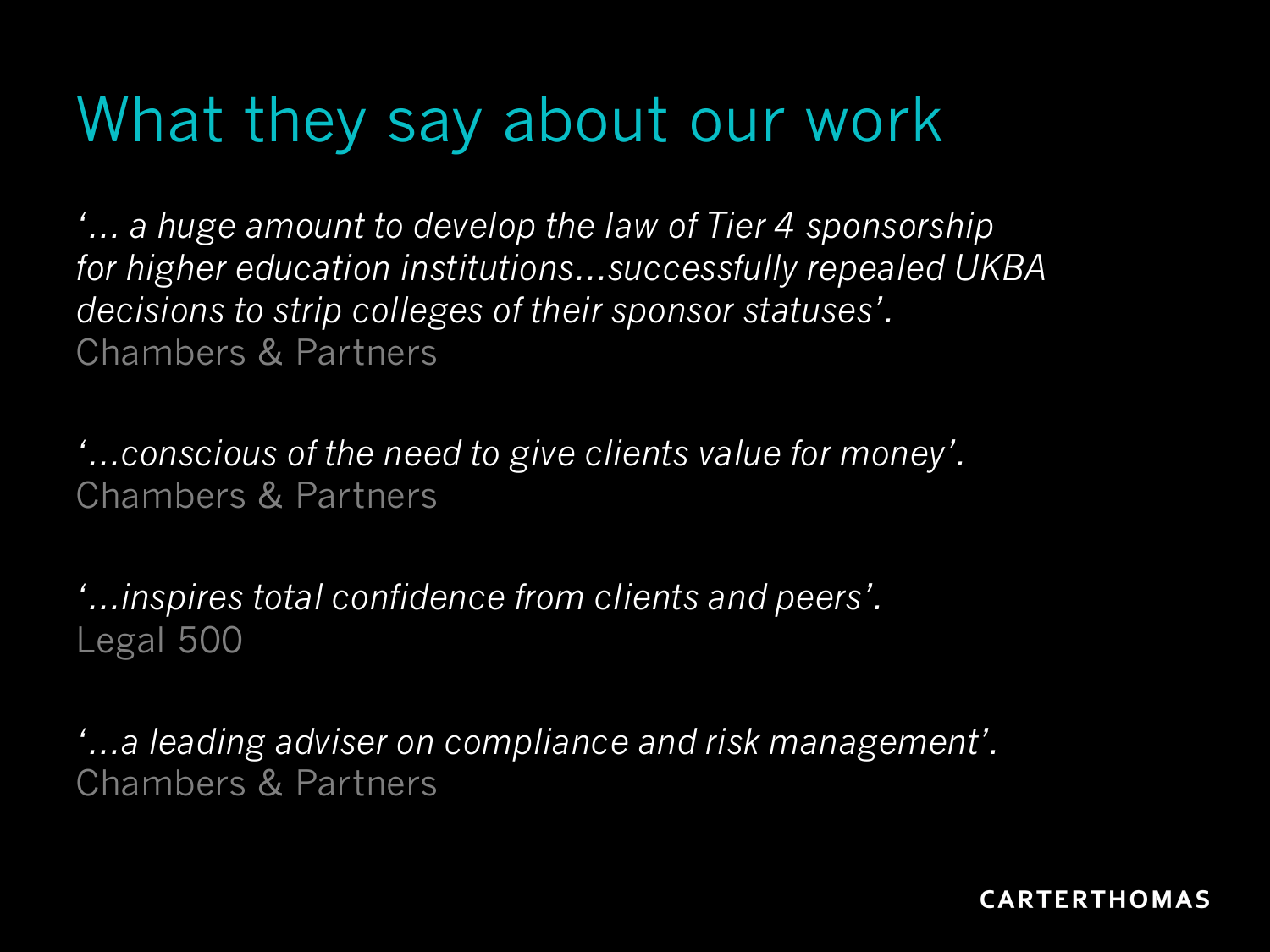# What they say about our work

*'... a huge amount to develop the law of Tier 4 sponsorship for higher education institutions…successfully repealed UKBA decisions to strip colleges of their sponsor statuses'.*
Chambers & Partners

*'…conscious of the need to give clients value for money'.*
Chambers & Partners

*'…inspires total confidence from clients and peers'.*
Legal 500

*'…a leading adviser on compliance and risk management'.*
Chambers & Partners

CARTERTHOMAS